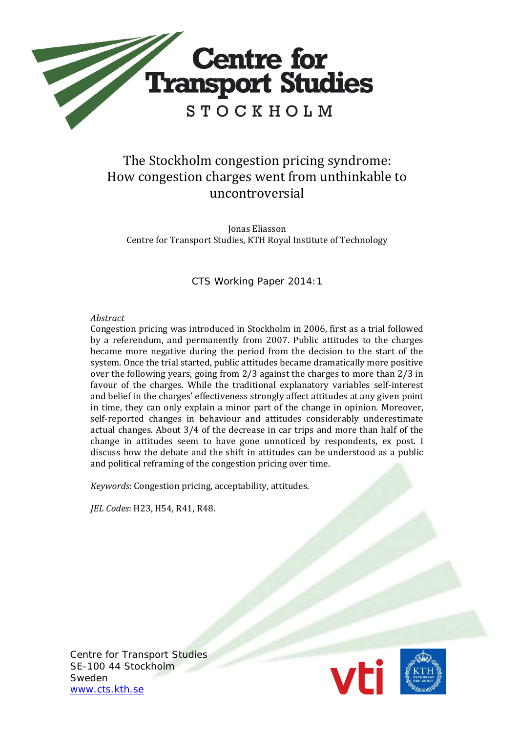# Centre for Transport Studies

STOCKHOLM

## The Stockholm congestion pricing syndrome: How congestion charges went from unthinkable to uncontroversial

Jonas Eliasson
Centre for Transport Studies, KTH Royal Institute of Technology

CTS Working Paper 2014:1

*Abstract*

Congestion pricing was introduced in Stockholm in 2006, first as a trial followed by a referendum, and permanently from 2007. Public attitudes to the charges became more negative during the period from the decision to the start of the system. Once the trial started, public attitudes became dramatically more positive over the following years, going from 2/3 against the charges to more than 2/3 in favour of the charges. While the traditional explanatory variables self-interest and belief in the charges' effectiveness strongly affect attitudes at any given point in time, they can only explain a minor part of the change in opinion. Moreover, self-reported changes in behaviour and attitudes considerably underestimate actual changes. About 3/4 of the decrease in car trips and more than half of the change in attitudes seem to have gone unnoticed by respondents, ex post. I discuss how the debate and the shift in attitudes can be understood as a public and political reframing of the congestion pricing over time.

*Keywords*: Congestion pricing, acceptability, attitudes.

*JEL Codes*: H23, H54, R41, R48.

Centre for Transport Studies
SE-100 44 Stockholm
Sweden
www.cts.kth.se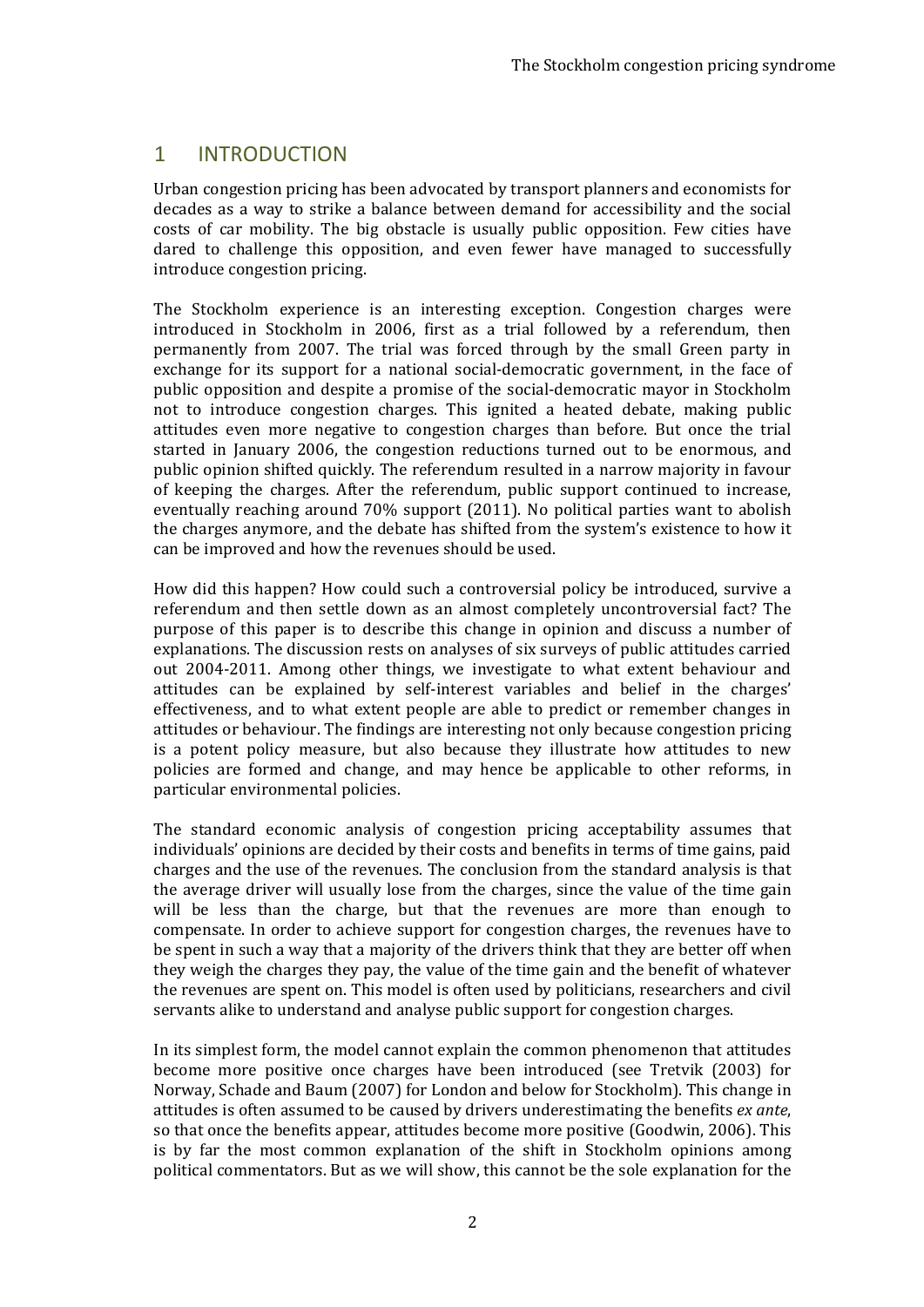# 1 INTRODUCTION

Urban congestion pricing has been advocated by transport planners and economists for decades as a way to strike a balance between demand for accessibility and the social costs of car mobility. The big obstacle is usually public opposition. Few cities have dared to challenge this opposition, and even fewer have managed to successfully introduce congestion pricing.

The Stockholm experience is an interesting exception. Congestion charges were introduced in Stockholm in 2006, first as a trial followed by a referendum, then permanently from 2007. The trial was forced through by the small Green party in exchange for its support for a national social-democratic government, in the face of public opposition and despite a promise of the social-democratic mayor in Stockholm not to introduce congestion charges. This ignited a heated debate, making public attitudes even more negative to congestion charges than before. But once the trial started in January 2006, the congestion reductions turned out to be enormous, and public opinion shifted quickly. The referendum resulted in a narrow majority in favour of keeping the charges. After the referendum, public support continued to increase, eventually reaching around 70% support (2011). No political parties want to abolish the charges anymore, and the debate has shifted from the system's existence to how it can be improved and how the revenues should be used.

How did this happen? How could such a controversial policy be introduced, survive a referendum and then settle down as an almost completely uncontroversial fact? The purpose of this paper is to describe this change in opinion and discuss a number of explanations. The discussion rests on analyses of six surveys of public attitudes carried out 2004-2011. Among other things, we investigate to what extent behaviour and attitudes can be explained by self-interest variables and belief in the charges' effectiveness, and to what extent people are able to predict or remember changes in attitudes or behaviour. The findings are interesting not only because congestion pricing is a potent policy measure, but also because they illustrate how attitudes to new policies are formed and change, and may hence be applicable to other reforms, in particular environmental policies.

The standard economic analysis of congestion pricing acceptability assumes that individuals' opinions are decided by their costs and benefits in terms of time gains, paid charges and the use of the revenues. The conclusion from the standard analysis is that the average driver will usually lose from the charges, since the value of the time gain will be less than the charge, but that the revenues are more than enough to compensate. In order to achieve support for congestion charges, the revenues have to be spent in such a way that a majority of the drivers think that they are better off when they weigh the charges they pay, the value of the time gain and the benefit of whatever the revenues are spent on. This model is often used by politicians, researchers and civil servants alike to understand and analyse public support for congestion charges.

In its simplest form, the model cannot explain the common phenomenon that attitudes become more positive once charges have been introduced (see Tretvik (2003) for Norway, Schade and Baum (2007) for London and below for Stockholm). This change in attitudes is often assumed to be caused by drivers underestimating the benefits *ex ante*, so that once the benefits appear, attitudes become more positive (Goodwin, 2006). This is by far the most common explanation of the shift in Stockholm opinions among political commentators. But as we will show, this cannot be the sole explanation for the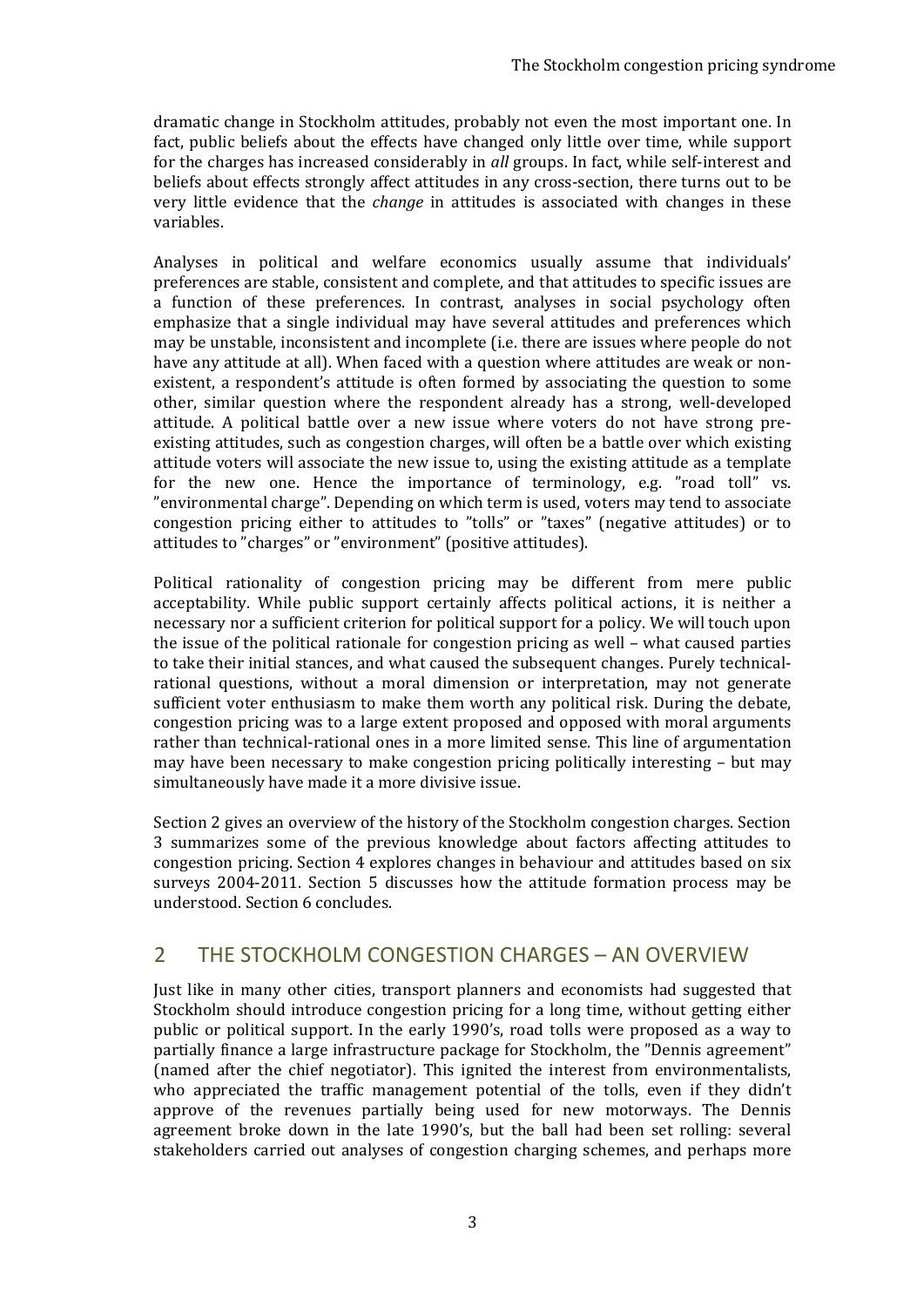dramatic change in Stockholm attitudes, probably not even the most important one. In fact, public beliefs about the effects have changed only little over time, while support for the charges has increased considerably in *all* groups. In fact, while self-interest and beliefs about effects strongly affect attitudes in any cross-section, there turns out to be very little evidence that the *change* in attitudes is associated with changes in these variables.

Analyses in political and welfare economics usually assume that individuals' preferences are stable, consistent and complete, and that attitudes to specific issues are a function of these preferences. In contrast, analyses in social psychology often emphasize that a single individual may have several attitudes and preferences which may be unstable, inconsistent and incomplete (i.e. there are issues where people do not have any attitude at all). When faced with a question where attitudes are weak or non-existent, a respondent's attitude is often formed by associating the question to some other, similar question where the respondent already has a strong, well-developed attitude. A political battle over a new issue where voters do not have strong pre-existing attitudes, such as congestion charges, will often be a battle over which existing attitude voters will associate the new issue to, using the existing attitude as a template for the new one. Hence the importance of terminology, e.g. "road toll" vs. "environmental charge". Depending on which term is used, voters may tend to associate congestion pricing either to attitudes to "tolls" or "taxes" (negative attitudes) or to attitudes to "charges" or "environment" (positive attitudes).

Political rationality of congestion pricing may be different from mere public acceptability. While public support certainly affects political actions, it is neither a necessary nor a sufficient criterion for political support for a policy. We will touch upon the issue of the political rationale for congestion pricing as well – what caused parties to take their initial stances, and what caused the subsequent changes. Purely technical-rational questions, without a moral dimension or interpretation, may not generate sufficient voter enthusiasm to make them worth any political risk. During the debate, congestion pricing was to a large extent proposed and opposed with moral arguments rather than technical-rational ones in a more limited sense. This line of argumentation may have been necessary to make congestion pricing politically interesting – but may simultaneously have made it a more divisive issue.

Section 2 gives an overview of the history of the Stockholm congestion charges. Section 3 summarizes some of the previous knowledge about factors affecting attitudes to congestion pricing. Section 4 explores changes in behaviour and attitudes based on six surveys 2004-2011. Section 5 discusses how the attitude formation process may be understood. Section 6 concludes.

## 2 THE STOCKHOLM CONGESTION CHARGES – AN OVERVIEW

Just like in many other cities, transport planners and economists had suggested that Stockholm should introduce congestion pricing for a long time, without getting either public or political support. In the early 1990's, road tolls were proposed as a way to partially finance a large infrastructure package for Stockholm, the "Dennis agreement" (named after the chief negotiator). This ignited the interest from environmentalists, who appreciated the traffic management potential of the tolls, even if they didn't approve of the revenues partially being used for new motorways. The Dennis agreement broke down in the late 1990's, but the ball had been set rolling: several stakeholders carried out analyses of congestion charging schemes, and perhaps more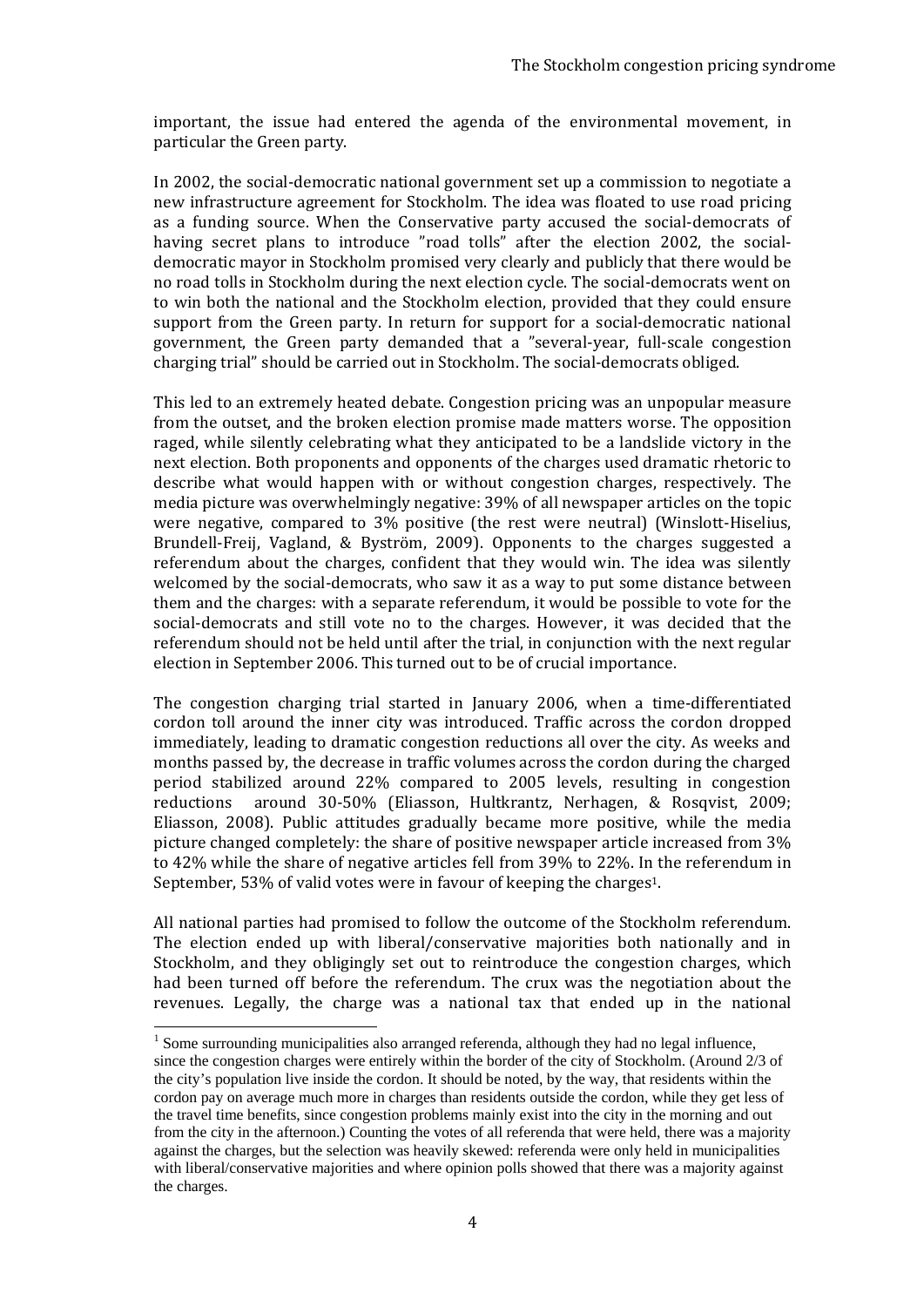important, the issue had entered the agenda of the environmental movement, in particular the Green party.

In 2002, the social-democratic national government set up a commission to negotiate a new infrastructure agreement for Stockholm. The idea was floated to use road pricing as a funding source. When the Conservative party accused the social-democrats of having secret plans to introduce "road tolls" after the election 2002, the social-democratic mayor in Stockholm promised very clearly and publicly that there would be no road tolls in Stockholm during the next election cycle. The social-democrats went on to win both the national and the Stockholm election, provided that they could ensure support from the Green party. In return for support for a social-democratic national government, the Green party demanded that a "several-year, full-scale congestion charging trial" should be carried out in Stockholm. The social-democrats obliged.

This led to an extremely heated debate. Congestion pricing was an unpopular measure from the outset, and the broken election promise made matters worse. The opposition raged, while silently celebrating what they anticipated to be a landslide victory in the next election. Both proponents and opponents of the charges used dramatic rhetoric to describe what would happen with or without congestion charges, respectively. The media picture was overwhelmingly negative: 39% of all newspaper articles on the topic were negative, compared to 3% positive (the rest were neutral) (Winslott-Hiselius, Brundell-Freij, Vagland, & Byström, 2009). Opponents to the charges suggested a referendum about the charges, confident that they would win. The idea was silently welcomed by the social-democrats, who saw it as a way to put some distance between them and the charges: with a separate referendum, it would be possible to vote for the social-democrats and still vote no to the charges. However, it was decided that the referendum should not be held until after the trial, in conjunction with the next regular election in September 2006. This turned out to be of crucial importance.

The congestion charging trial started in January 2006, when a time-differentiated cordon toll around the inner city was introduced. Traffic across the cordon dropped immediately, leading to dramatic congestion reductions all over the city. As weeks and months passed by, the decrease in traffic volumes across the cordon during the charged period stabilized around 22% compared to 2005 levels, resulting in congestion reductions around 30-50% (Eliasson, Hultkrantz, Nerhagen, & Rosqvist, 2009; Eliasson, 2008). Public attitudes gradually became more positive, while the media picture changed completely: the share of positive newspaper article increased from 3% to 42% while the share of negative articles fell from 39% to 22%. In the referendum in September, 53% of valid votes were in favour of keeping the charges[1].

All national parties had promised to follow the outcome of the Stockholm referendum. The election ended up with liberal/conservative majorities both nationally and in Stockholm, and they obligingly set out to reintroduce the congestion charges, which had been turned off before the referendum. The crux was the negotiation about the revenues. Legally, the charge was a national tax that ended up in the national

[1] Some surrounding municipalities also arranged referenda, although they had no legal influence, since the congestion charges were entirely within the border of the city of Stockholm. (Around 2/3 of the city's population live inside the cordon. It should be noted, by the way, that residents within the cordon pay on average much more in charges than residents outside the cordon, while they get less of the travel time benefits, since congestion problems mainly exist into the city in the morning and out from the city in the afternoon.) Counting the votes of all referenda that were held, there was a majority against the charges, but the selection was heavily skewed: referenda were only held in municipalities with liberal/conservative majorities and where opinion polls showed that there was a majority against the charges.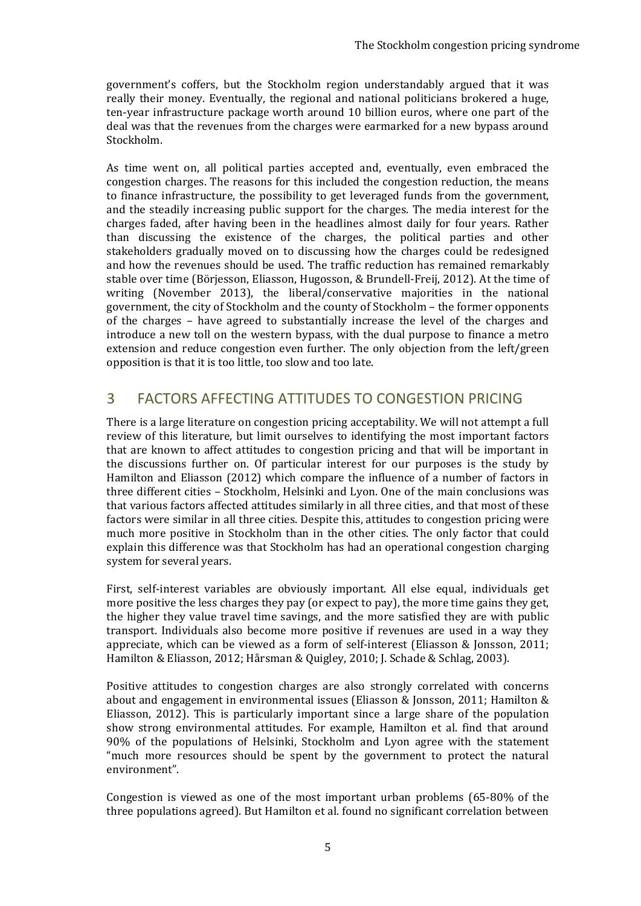government's coffers, but the Stockholm region understandably argued that it was really their money. Eventually, the regional and national politicians brokered a huge, ten-year infrastructure package worth around 10 billion euros, where one part of the deal was that the revenues from the charges were earmarked for a new bypass around Stockholm.

As time went on, all political parties accepted and, eventually, even embraced the congestion charges. The reasons for this included the congestion reduction, the means to finance infrastructure, the possibility to get leveraged funds from the government, and the steadily increasing public support for the charges. The media interest for the charges faded, after having been in the headlines almost daily for four years. Rather than discussing the existence of the charges, the political parties and other stakeholders gradually moved on to discussing how the charges could be redesigned and how the revenues should be used. The traffic reduction has remained remarkably stable over time (Börjesson, Eliasson, Hugosson, & Brundell-Freij, 2012). At the time of writing (November 2013), the liberal/conservative majorities in the national government, the city of Stockholm and the county of Stockholm – the former opponents of the charges – have agreed to substantially increase the level of the charges and introduce a new toll on the western bypass, with the dual purpose to finance a metro extension and reduce congestion even further. The only objection from the left/green opposition is that it is too little, too slow and too late.

## 3 FACTORS AFFECTING ATTITUDES TO CONGESTION PRICING

There is a large literature on congestion pricing acceptability. We will not attempt a full review of this literature, but limit ourselves to identifying the most important factors that are known to affect attitudes to congestion pricing and that will be important in the discussions further on. Of particular interest for our purposes is the study by Hamilton and Eliasson (2012) which compare the influence of a number of factors in three different cities – Stockholm, Helsinki and Lyon. One of the main conclusions was that various factors affected attitudes similarly in all three cities, and that most of these factors were similar in all three cities. Despite this, attitudes to congestion pricing were much more positive in Stockholm than in the other cities. The only factor that could explain this difference was that Stockholm has had an operational congestion charging system for several years.

First, self-interest variables are obviously important. All else equal, individuals get more positive the less charges they pay (or expect to pay), the more time gains they get, the higher they value travel time savings, and the more satisfied they are with public transport. Individuals also become more positive if revenues are used in a way they appreciate, which can be viewed as a form of self-interest (Eliasson & Jonsson, 2011; Hamilton & Eliasson, 2012; Hårsman & Quigley, 2010; J. Schade & Schlag, 2003).

Positive attitudes to congestion charges are also strongly correlated with concerns about and engagement in environmental issues (Eliasson & Jonsson, 2011; Hamilton & Eliasson, 2012). This is particularly important since a large share of the population show strong environmental attitudes. For example, Hamilton et al. find that around 90% of the populations of Helsinki, Stockholm and Lyon agree with the statement "much more resources should be spent by the government to protect the natural environment".

Congestion is viewed as one of the most important urban problems (65-80% of the three populations agreed). But Hamilton et al. found no significant correlation between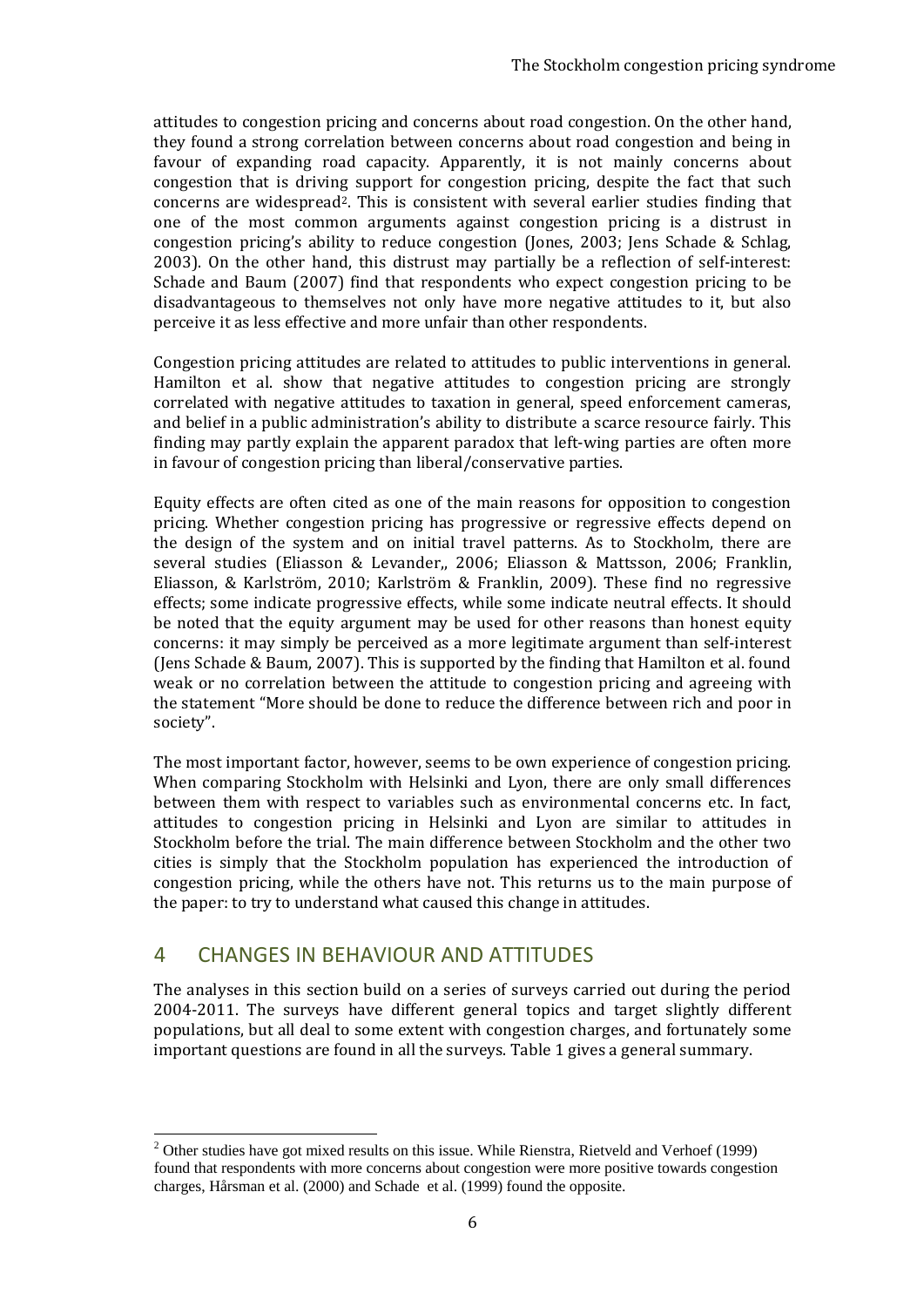attitudes to congestion pricing and concerns about road congestion. On the other hand, they found a strong correlation between concerns about road congestion and being in favour of expanding road capacity. Apparently, it is not mainly concerns about congestion that is driving support for congestion pricing, despite the fact that such concerns are widespread[2]. This is consistent with several earlier studies finding that one of the most common arguments against congestion pricing is a distrust in congestion pricing's ability to reduce congestion (Jones, 2003; Jens Schade & Schlag, 2003). On the other hand, this distrust may partially be a reflection of self-interest: Schade and Baum (2007) find that respondents who expect congestion pricing to be disadvantageous to themselves not only have more negative attitudes to it, but also perceive it as less effective and more unfair than other respondents.

Congestion pricing attitudes are related to attitudes to public interventions in general. Hamilton et al. show that negative attitudes to congestion pricing are strongly correlated with negative attitudes to taxation in general, speed enforcement cameras, and belief in a public administration's ability to distribute a scarce resource fairly. This finding may partly explain the apparent paradox that left-wing parties are often more in favour of congestion pricing than liberal/conservative parties.

Equity effects are often cited as one of the main reasons for opposition to congestion pricing. Whether congestion pricing has progressive or regressive effects depend on the design of the system and on initial travel patterns. As to Stockholm, there are several studies (Eliasson & Levander,, 2006; Eliasson & Mattsson, 2006; Franklin, Eliasson, & Karlström, 2010; Karlström & Franklin, 2009). These find no regressive effects; some indicate progressive effects, while some indicate neutral effects. It should be noted that the equity argument may be used for other reasons than honest equity concerns: it may simply be perceived as a more legitimate argument than self-interest (Jens Schade & Baum, 2007). This is supported by the finding that Hamilton et al. found weak or no correlation between the attitude to congestion pricing and agreeing with the statement "More should be done to reduce the difference between rich and poor in society".

The most important factor, however, seems to be own experience of congestion pricing. When comparing Stockholm with Helsinki and Lyon, there are only small differences between them with respect to variables such as environmental concerns etc. In fact, attitudes to congestion pricing in Helsinki and Lyon are similar to attitudes in Stockholm before the trial. The main difference between Stockholm and the other two cities is simply that the Stockholm population has experienced the introduction of congestion pricing, while the others have not. This returns us to the main purpose of the paper: to try to understand what caused this change in attitudes.

## 4 CHANGES IN BEHAVIOUR AND ATTITUDES

The analyses in this section build on a series of surveys carried out during the period 2004-2011. The surveys have different general topics and target slightly different populations, but all deal to some extent with congestion charges, and fortunately some important questions are found in all the surveys. Table 1 gives a general summary.

[2] Other studies have got mixed results on this issue. While Rienstra, Rietveld and Verhoef (1999) found that respondents with more concerns about congestion were more positive towards congestion charges, Hårsman et al. (2000) and Schade et al. (1999) found the opposite.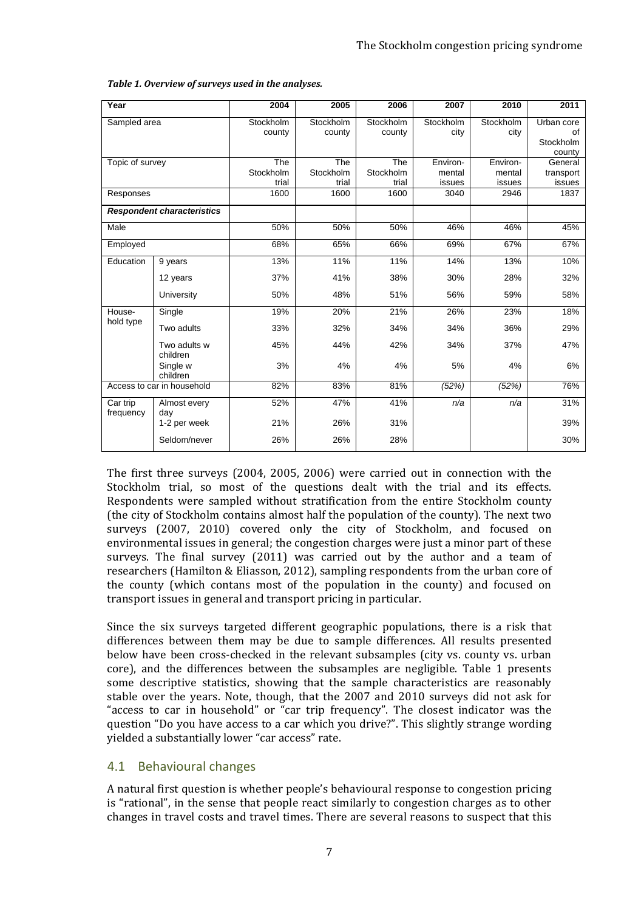*Table 1. Overview of surveys used in the analyses.*

| Year | | 2004 | 2005 | 2006 | 2007 | 2010 | 2011 |
|---|---|---|---|---|---|---|---|
| Sampled area | | Stockholm county | Stockholm county | Stockholm county | Stockholm city | Stockholm city | Urban core of Stockholm county |
| Topic of survey | | The Stockholm trial | The Stockholm trial | The Stockholm trial | Environ-mental issues | Environ-mental issues | General transport issues |
| Responses | | 1600 | 1600 | 1600 | 3040 | 2946 | 1837 |
| ***Respondent characteristics*** | | | | | | | |
| Male | | 50% | 50% | 50% | 46% | 46% | 45% |
| Employed | | 68% | 65% | 66% | 69% | 67% | 67% |
| Education | 9 years | 13% | 11% | 11% | 14% | 13% | 10% |
| | 12 years | 37% | 41% | 38% | 30% | 28% | 32% |
| | University | 50% | 48% | 51% | 56% | 59% | 58% |
| House-hold type | Single | 19% | 20% | 21% | 26% | 23% | 18% |
| | Two adults | 33% | 32% | 34% | 34% | 36% | 29% |
| | Two adults w children | 45% | 44% | 42% | 34% | 37% | 47% |
| | Single w children | 3% | 4% | 4% | 5% | 4% | 6% |
| Access to car in household | | 82% | 83% | 81% | *(52%)* | *(52%)* | 76% |
| Car trip frequency | Almost every day | 52% | 47% | 41% | *n/a* | *n/a* | 31% |
| | 1-2 per week | 21% | 26% | 31% | | | 39% |
| | Seldom/never | 26% | 26% | 28% | | | 30% |

The first three surveys (2004, 2005, 2006) were carried out in connection with the Stockholm trial, so most of the questions dealt with the trial and its effects. Respondents were sampled without stratification from the entire Stockholm county (the city of Stockholm contains almost half the population of the county). The next two surveys (2007, 2010) covered only the city of Stockholm, and focused on environmental issues in general; the congestion charges were just a minor part of these surveys. The final survey (2011) was carried out by the author and a team of researchers (Hamilton & Eliasson, 2012), sampling respondents from the urban core of the county (which contans most of the population in the county) and focused on transport issues in general and transport pricing in particular.

Since the six surveys targeted different geographic populations, there is a risk that differences between them may be due to sample differences. All results presented below have been cross-checked in the relevant subsamples (city vs. county vs. urban core), and the differences between the subsamples are negligible. Table 1 presents some descriptive statistics, showing that the sample characteristics are reasonably stable over the years. Note, though, that the 2007 and 2010 surveys did not ask for "access to car in household" or "car trip frequency". The closest indicator was the question "Do you have access to a car which you drive?". This slightly strange wording yielded a substantially lower "car access" rate.

## 4.1 Behavioural changes

A natural first question is whether people's behavioural response to congestion pricing is "rational", in the sense that people react similarly to congestion charges as to other changes in travel costs and travel times. There are several reasons to suspect that this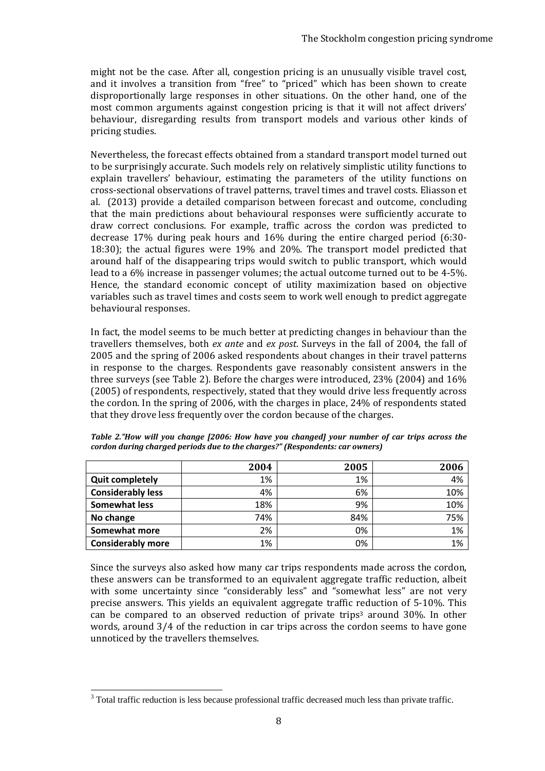might not be the case. After all, congestion pricing is an unusually visible travel cost, and it involves a transition from "free" to "priced" which has been shown to create disproportionally large responses in other situations. On the other hand, one of the most common arguments against congestion pricing is that it will not affect drivers' behaviour, disregarding results from transport models and various other kinds of pricing studies.

Nevertheless, the forecast effects obtained from a standard transport model turned out to be surprisingly accurate. Such models rely on relatively simplistic utility functions to explain travellers' behaviour, estimating the parameters of the utility functions on cross-sectional observations of travel patterns, travel times and travel costs. Eliasson et al. (2013) provide a detailed comparison between forecast and outcome, concluding that the main predictions about behavioural responses were sufficiently accurate to draw correct conclusions. For example, traffic across the cordon was predicted to decrease 17% during peak hours and 16% during the entire charged period (6:30-18:30); the actual figures were 19% and 20%. The transport model predicted that around half of the disappearing trips would switch to public transport, which would lead to a 6% increase in passenger volumes; the actual outcome turned out to be 4-5%. Hence, the standard economic concept of utility maximization based on objective variables such as travel times and costs seem to work well enough to predict aggregate behavioural responses.

In fact, the model seems to be much better at predicting changes in behaviour than the travellers themselves, both *ex ante* and *ex post*. Surveys in the fall of 2004, the fall of 2005 and the spring of 2006 asked respondents about changes in their travel patterns in response to the charges. Respondents gave reasonably consistent answers in the three surveys (see Table 2). Before the charges were introduced, 23% (2004) and 16% (2005) of respondents, respectively, stated that they would drive less frequently across the cordon. In the spring of 2006, with the charges in place, 24% of respondents stated that they drove less frequently over the cordon because of the charges.

***Table 2."How will you change [2006: How have you changed] your number of car trips across the cordon during charged periods due to the charges?" (Respondents: car owners)***

| | 2004 | 2005 | 2006 |
|---|---|---|---|
| **Quit completely** | 1% | 1% | 4% |
| **Considerably less** | 4% | 6% | 10% |
| **Somewhat less** | 18% | 9% | 10% |
| **No change** | 74% | 84% | 75% |
| **Somewhat more** | 2% | 0% | 1% |
| **Considerably more** | 1% | 0% | 1% |

Since the surveys also asked how many car trips respondents made across the cordon, these answers can be transformed to an equivalent aggregate traffic reduction, albeit with some uncertainty since "considerably less" and "somewhat less" are not very precise answers. This yields an equivalent aggregate traffic reduction of 5-10%. This can be compared to an observed reduction of private trips[3] around 30%. In other words, around 3/4 of the reduction in car trips across the cordon seems to have gone unnoticed by the travellers themselves.

[3] Total traffic reduction is less because professional traffic decreased much less than private traffic.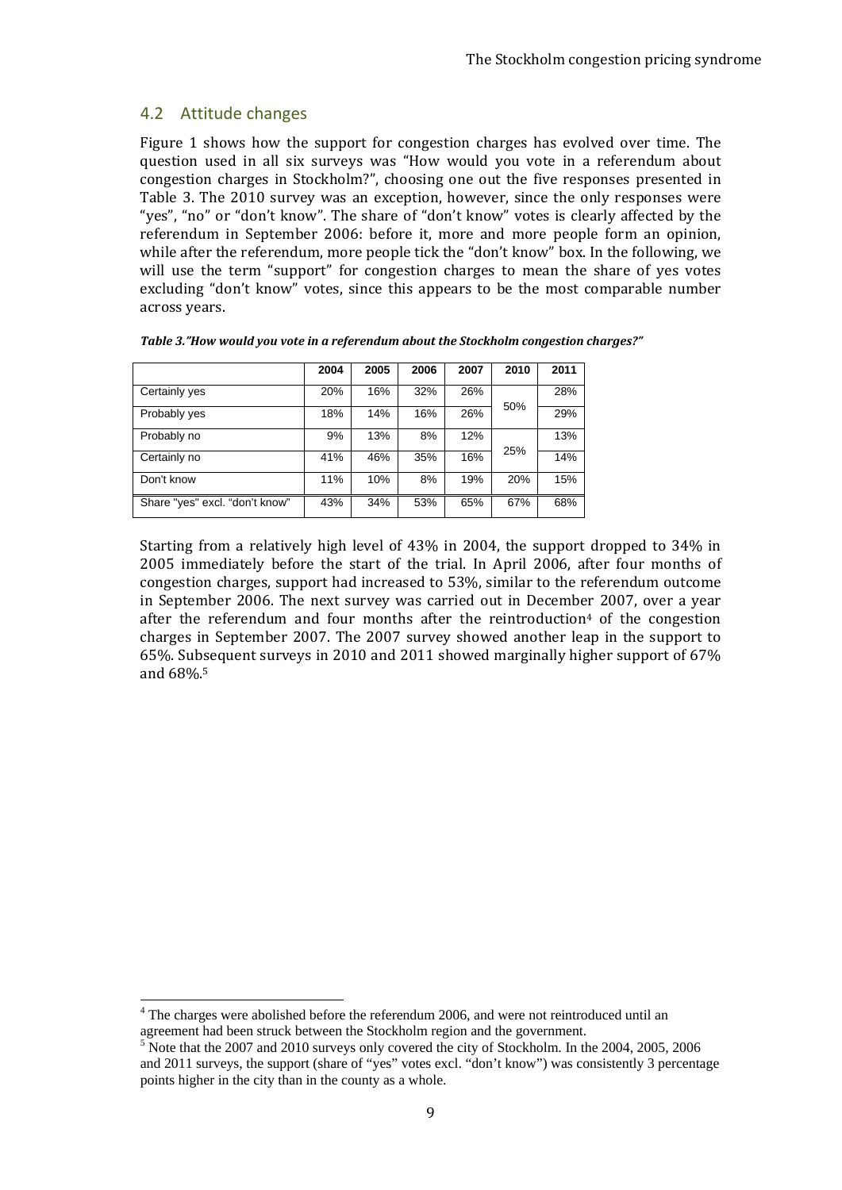## 4.2 Attitude changes

Figure 1 shows how the support for congestion charges has evolved over time. The question used in all six surveys was "How would you vote in a referendum about congestion charges in Stockholm?", choosing one out the five responses presented in Table 3. The 2010 survey was an exception, however, since the only responses were "yes", "no" or "don't know". The share of "don't know" votes is clearly affected by the referendum in September 2006: before it, more and more people form an opinion, while after the referendum, more people tick the "don't know" box. In the following, we will use the term "support" for congestion charges to mean the share of yes votes excluding "don't know" votes, since this appears to be the most comparable number across years.

***Table 3."How would you vote in a referendum about the Stockholm congestion charges?"***

| | 2004 | 2005 | 2006 | 2007 | 2010 | 2011 |
|---|---|---|---|---|---|---|
| Certainly yes | 20% | 16% | 32% | 26% | 50% | 28% |
| Probably yes | 18% | 14% | 16% | 26% | | 29% |
| Probably no | 9% | 13% | 8% | 12% | 25% | 13% |
| Certainly no | 41% | 46% | 35% | 16% | | 14% |
| Don't know | 11% | 10% | 8% | 19% | 20% | 15% |
| Share "yes" excl. "don't know" | 43% | 34% | 53% | 65% | 67% | 68% |

Starting from a relatively high level of 43% in 2004, the support dropped to 34% in 2005 immediately before the start of the trial. In April 2006, after four months of congestion charges, support had increased to 53%, similar to the referendum outcome in September 2006. The next survey was carried out in December 2007, over a year after the referendum and four months after the reintroduction[4] of the congestion charges in September 2007. The 2007 survey showed another leap in the support to 65%. Subsequent surveys in 2010 and 2011 showed marginally higher support of 67% and 68%.[5]

[4] The charges were abolished before the referendum 2006, and were not reintroduced until an agreement had been struck between the Stockholm region and the government.

[5] Note that the 2007 and 2010 surveys only covered the city of Stockholm. In the 2004, 2005, 2006 and 2011 surveys, the support (share of "yes" votes excl. "don't know") was consistently 3 percentage points higher in the city than in the county as a whole.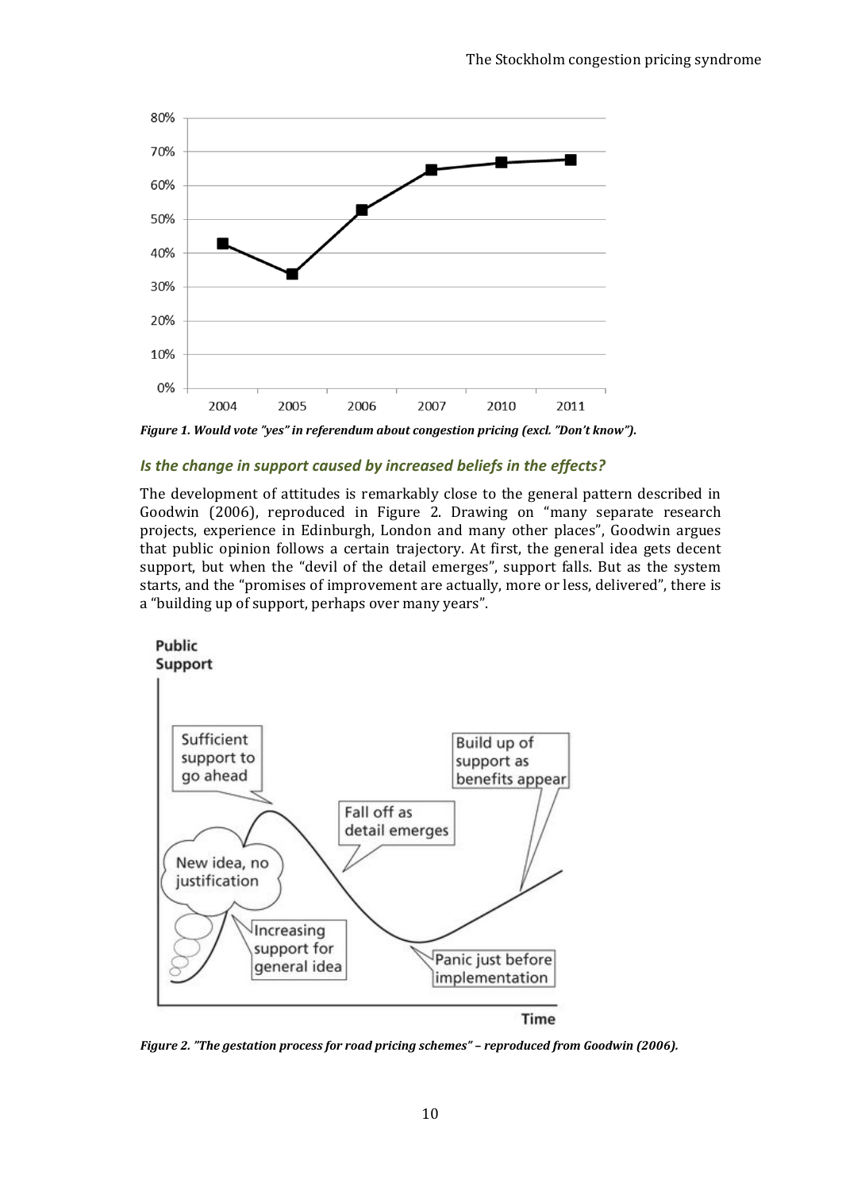*Figure 1. Would vote "yes" in referendum about congestion pricing (excl. "Don't know").*

### *Is the change in support caused by increased beliefs in the effects?*

The development of attitudes is remarkably close to the general pattern described in Goodwin (2006), reproduced in Figure 2. Drawing on "many separate research projects, experience in Edinburgh, London and many other places", Goodwin argues that public opinion follows a certain trajectory. At first, the general idea gets decent support, but when the "devil of the detail emerges", support falls. But as the system starts, and the "promises of improvement are actually, more or less, delivered", there is a "building up of support, perhaps over many years".

*Figure 2. "The gestation process for road pricing schemes" – reproduced from Goodwin (2006).*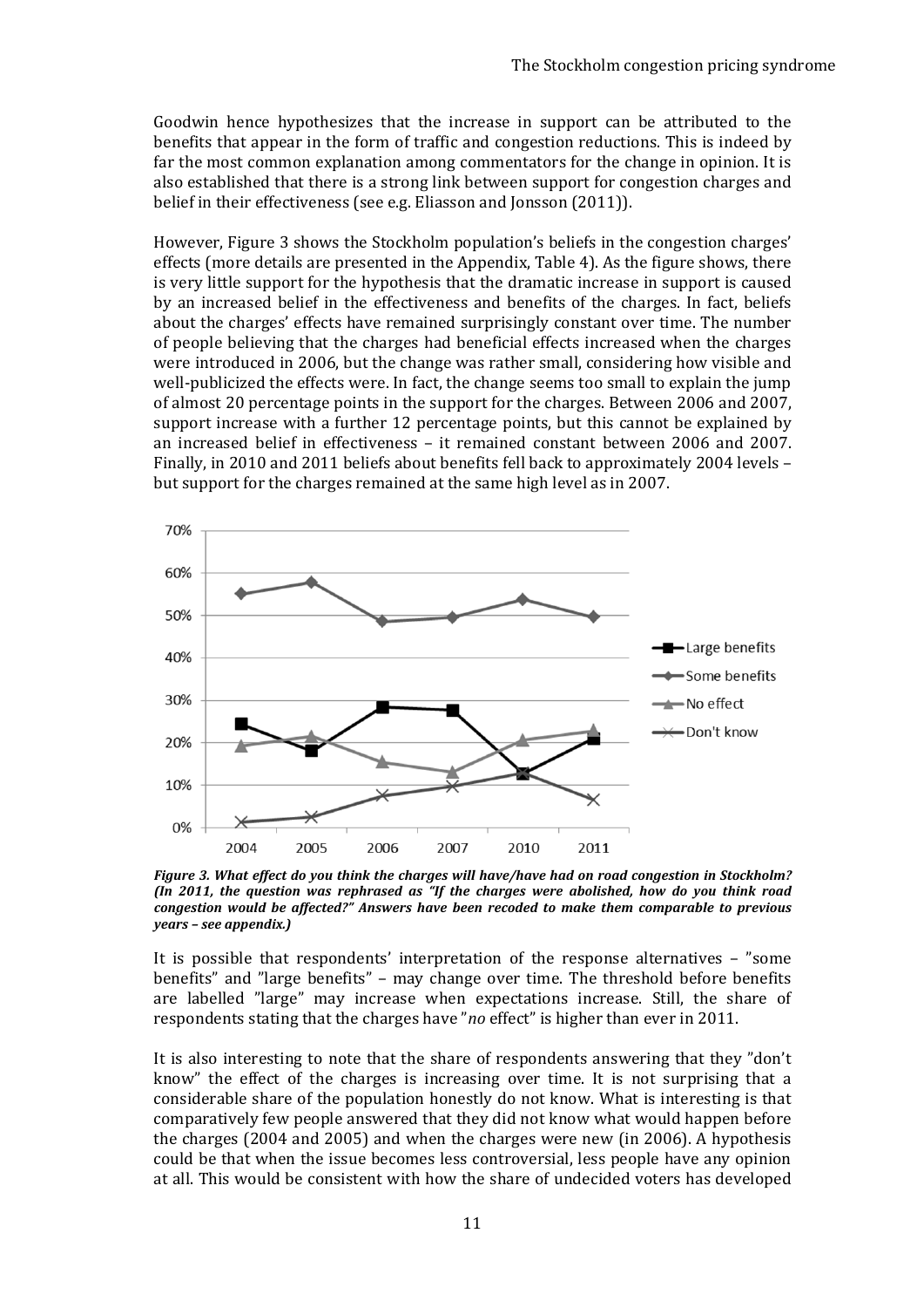Goodwin hence hypothesizes that the increase in support can be attributed to the benefits that appear in the form of traffic and congestion reductions. This is indeed by far the most common explanation among commentators for the change in opinion. It is also established that there is a strong link between support for congestion charges and belief in their effectiveness (see e.g. Eliasson and Jonsson (2011)).

However, Figure 3 shows the Stockholm population's beliefs in the congestion charges' effects (more details are presented in the Appendix, Table 4). As the figure shows, there is very little support for the hypothesis that the dramatic increase in support is caused by an increased belief in the effectiveness and benefits of the charges. In fact, beliefs about the charges' effects have remained surprisingly constant over time. The number of people believing that the charges had beneficial effects increased when the charges were introduced in 2006, but the change was rather small, considering how visible and well-publicized the effects were. In fact, the change seems too small to explain the jump of almost 20 percentage points in the support for the charges. Between 2006 and 2007, support increase with a further 12 percentage points, but this cannot be explained by an increased belief in effectiveness – it remained constant between 2006 and 2007. Finally, in 2010 and 2011 beliefs about benefits fell back to approximately 2004 levels – but support for the charges remained at the same high level as in 2007.

***Figure 3. What effect do you think the charges will have/have had on road congestion in Stockholm? (In 2011, the question was rephrased as "If the charges were abolished, how do you think road congestion would be affected?" Answers have been recoded to make them comparable to previous years – see appendix.)***

It is possible that respondents' interpretation of the response alternatives – "some benefits" and "large benefits" – may change over time. The threshold before benefits are labelled "large" may increase when expectations increase. Still, the share of respondents stating that the charges have "*no* effect" is higher than ever in 2011.

It is also interesting to note that the share of respondents answering that they "don't know" the effect of the charges is increasing over time. It is not surprising that a considerable share of the population honestly do not know. What is interesting is that comparatively few people answered that they did not know what would happen before the charges (2004 and 2005) and when the charges were new (in 2006). A hypothesis could be that when the issue becomes less controversial, less people have any opinion at all. This would be consistent with how the share of undecided voters has developed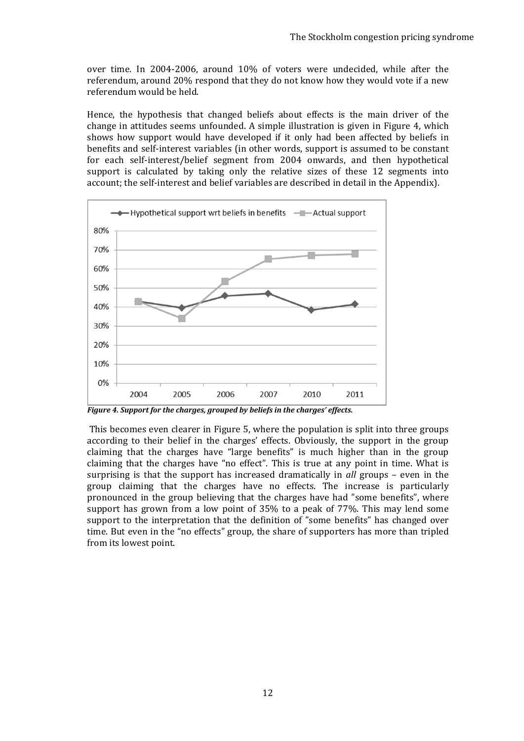over time. In 2004-2006, around 10% of voters were undecided, while after the referendum, around 20% respond that they do not know how they would vote if a new referendum would be held.

Hence, the hypothesis that changed beliefs about effects is the main driver of the change in attitudes seems unfounded. A simple illustration is given in Figure 4, which shows how support would have developed if it only had been affected by beliefs in benefits and self-interest variables (in other words, support is assumed to be constant for each self-interest/belief segment from 2004 onwards, and then hypothetical support is calculated by taking only the relative sizes of these 12 segments into account; the self-interest and belief variables are described in detail in the Appendix).

***Figure 4. Support for the charges, grouped by beliefs in the charges' effects.***

This becomes even clearer in Figure 5, where the population is split into three groups according to their belief in the charges' effects. Obviously, the support in the group claiming that the charges have "large benefits" is much higher than in the group claiming that the charges have "no effect". This is true at any point in time. What is surprising is that the support has increased dramatically in *all* groups – even in the group claiming that the charges have no effects. The increase is particularly pronounced in the group believing that the charges have had "some benefits", where support has grown from a low point of 35% to a peak of 77%. This may lend some support to the interpretation that the definition of "some benefits" has changed over time. But even in the "no effects" group, the share of supporters has more than tripled from its lowest point.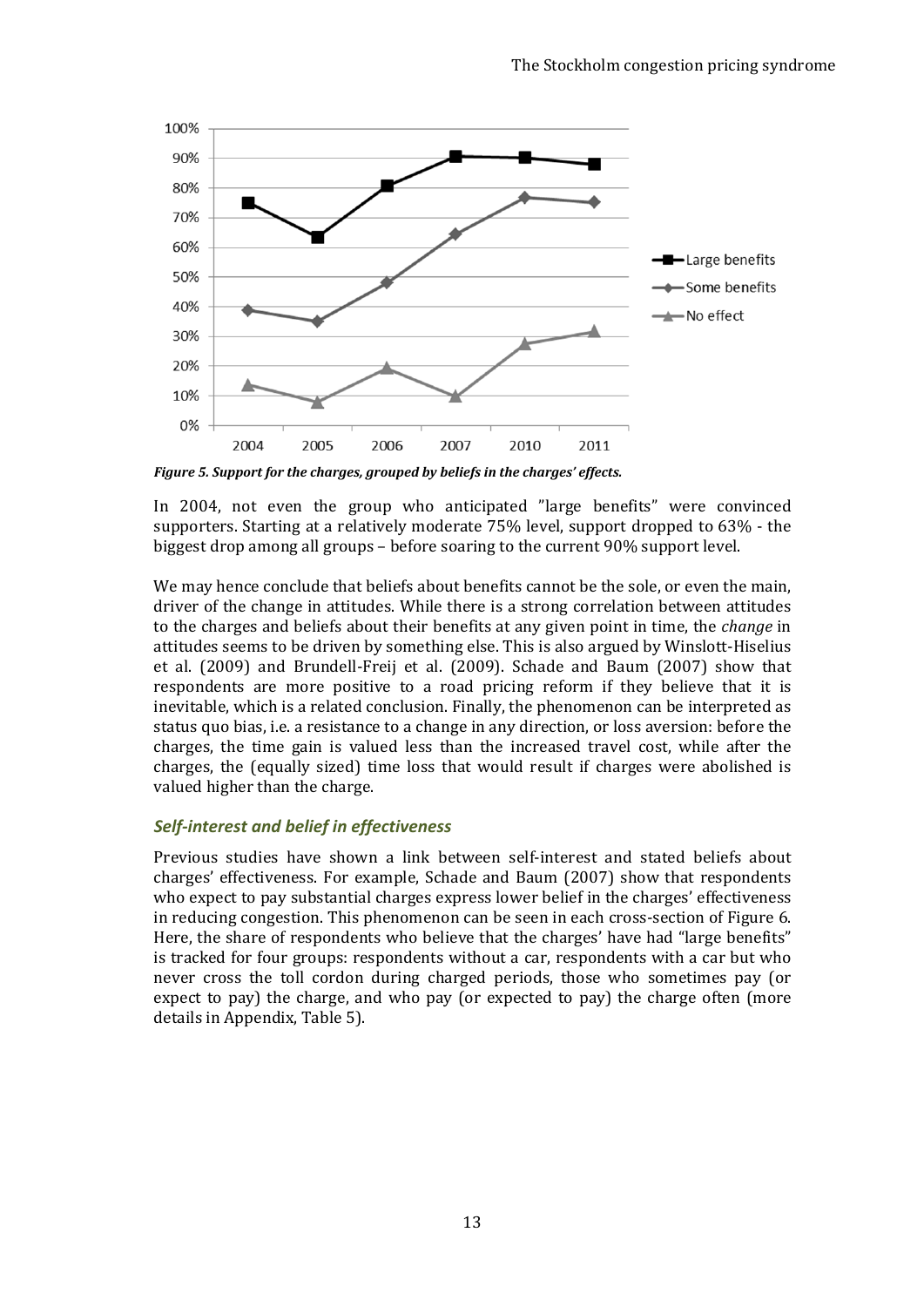*Figure 5. Support for the charges, grouped by beliefs in the charges' effects.*

In 2004, not even the group who anticipated "large benefits" were convinced supporters. Starting at a relatively moderate 75% level, support dropped to 63% - the biggest drop among all groups – before soaring to the current 90% support level.

We may hence conclude that beliefs about benefits cannot be the sole, or even the main, driver of the change in attitudes. While there is a strong correlation between attitudes to the charges and beliefs about their benefits at any given point in time, the *change* in attitudes seems to be driven by something else. This is also argued by Winslott-Hiselius et al. (2009) and Brundell-Freij et al. (2009). Schade and Baum (2007) show that respondents are more positive to a road pricing reform if they believe that it is inevitable, which is a related conclusion. Finally, the phenomenon can be interpreted as status quo bias, i.e. a resistance to a change in any direction, or loss aversion: before the charges, the time gain is valued less than the increased travel cost, while after the charges, the (equally sized) time loss that would result if charges were abolished is valued higher than the charge.

### *Self-interest and belief in effectiveness*

Previous studies have shown a link between self-interest and stated beliefs about charges' effectiveness. For example, Schade and Baum (2007) show that respondents who expect to pay substantial charges express lower belief in the charges' effectiveness in reducing congestion. This phenomenon can be seen in each cross-section of Figure 6. Here, the share of respondents who believe that the charges' have had "large benefits" is tracked for four groups: respondents without a car, respondents with a car but who never cross the toll cordon during charged periods, those who sometimes pay (or expect to pay) the charge, and who pay (or expected to pay) the charge often (more details in Appendix, Table 5).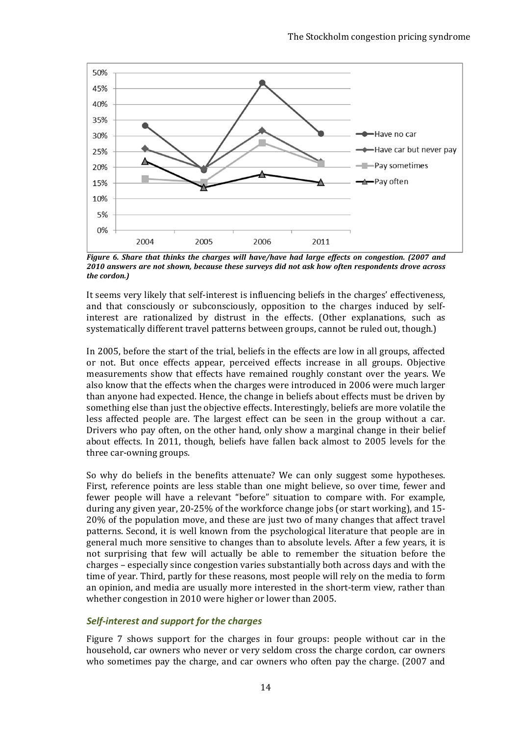*Figure 6. Share that thinks the charges will have/have had large effects on congestion. (2007 and 2010 answers are not shown, because these surveys did not ask how often respondents drove across the cordon.)*

It seems very likely that self-interest is influencing beliefs in the charges' effectiveness, and that consciously or subconsciously, opposition to the charges induced by self-interest are rationalized by distrust in the effects. (Other explanations, such as systematically different travel patterns between groups, cannot be ruled out, though.)

In 2005, before the start of the trial, beliefs in the effects are low in all groups, affected or not. But once effects appear, perceived effects increase in all groups. Objective measurements show that effects have remained roughly constant over the years. We also know that the effects when the charges were introduced in 2006 were much larger than anyone had expected. Hence, the change in beliefs about effects must be driven by something else than just the objective effects. Interestingly, beliefs are more volatile the less affected people are. The largest effect can be seen in the group without a car. Drivers who pay often, on the other hand, only show a marginal change in their belief about effects. In 2011, though, beliefs have fallen back almost to 2005 levels for the three car-owning groups.

So why do beliefs in the benefits attenuate? We can only suggest some hypotheses. First, reference points are less stable than one might believe, so over time, fewer and fewer people will have a relevant "before" situation to compare with. For example, during any given year, 20-25% of the workforce change jobs (or start working), and 15-20% of the population move, and these are just two of many changes that affect travel patterns. Second, it is well known from the psychological literature that people are in general much more sensitive to changes than to absolute levels. After a few years, it is not surprising that few will actually be able to remember the situation before the charges – especially since congestion varies substantially both across days and with the time of year. Third, partly for these reasons, most people will rely on the media to form an opinion, and media are usually more interested in the short-term view, rather than whether congestion in 2010 were higher or lower than 2005.

### *Self-interest and support for the charges*

Figure 7 shows support for the charges in four groups: people without car in the household, car owners who never or very seldom cross the charge cordon, car owners who sometimes pay the charge, and car owners who often pay the charge. (2007 and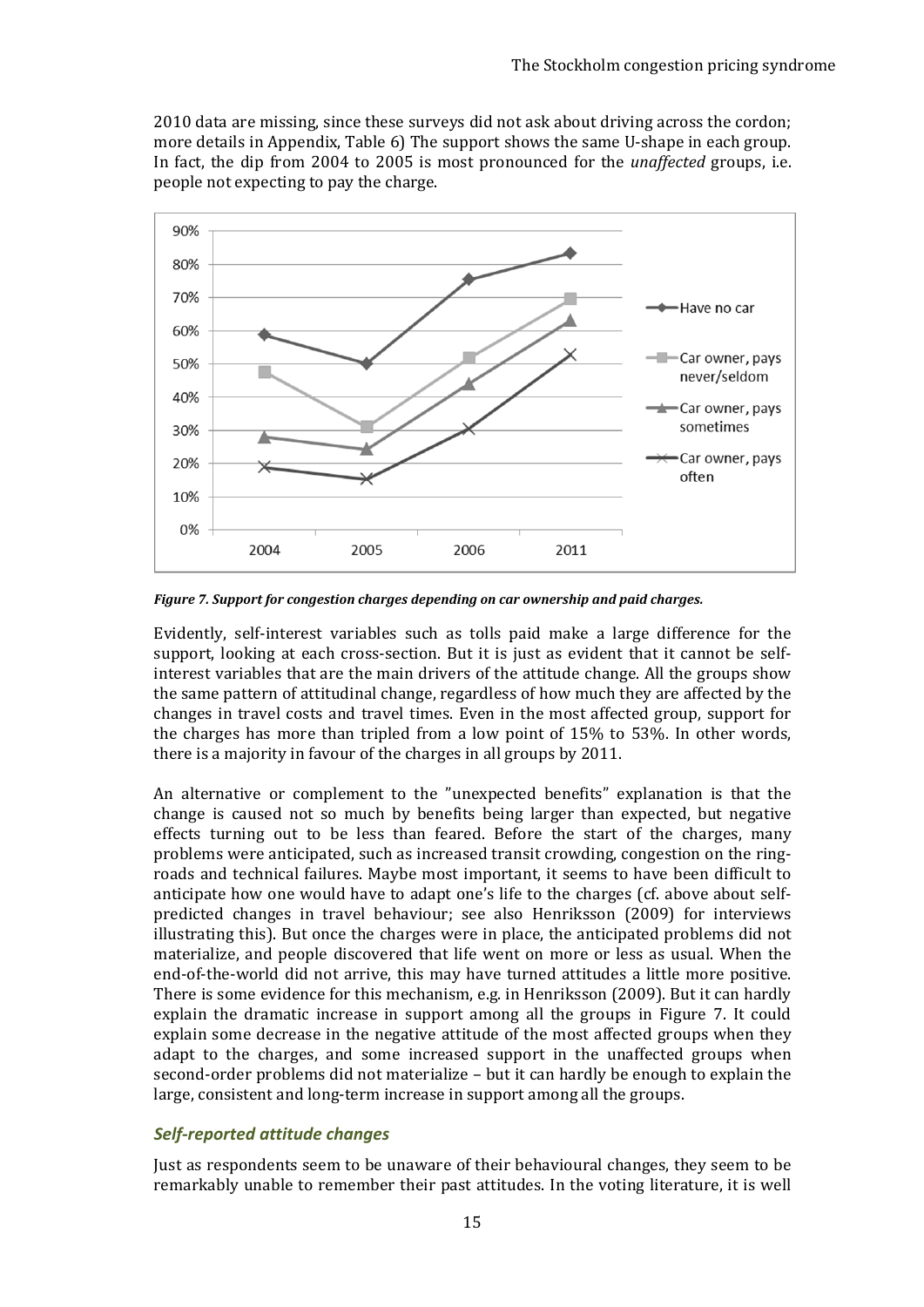2010 data are missing, since these surveys did not ask about driving across the cordon; more details in Appendix, Table 6) The support shows the same U-shape in each group. In fact, the dip from 2004 to 2005 is most pronounced for the *unaffected* groups, i.e. people not expecting to pay the charge.

***Figure 7. Support for congestion charges depending on car ownership and paid charges.***

Evidently, self-interest variables such as tolls paid make a large difference for the support, looking at each cross-section. But it is just as evident that it cannot be self-interest variables that are the main drivers of the attitude change. All the groups show the same pattern of attitudinal change, regardless of how much they are affected by the changes in travel costs and travel times. Even in the most affected group, support for the charges has more than tripled from a low point of 15% to 53%. In other words, there is a majority in favour of the charges in all groups by 2011.

An alternative or complement to the "unexpected benefits" explanation is that the change is caused not so much by benefits being larger than expected, but negative effects turning out to be less than feared. Before the start of the charges, many problems were anticipated, such as increased transit crowding, congestion on the ring-roads and technical failures. Maybe most important, it seems to have been difficult to anticipate how one would have to adapt one's life to the charges (cf. above about self-predicted changes in travel behaviour; see also Henriksson (2009) for interviews illustrating this). But once the charges were in place, the anticipated problems did not materialize, and people discovered that life went on more or less as usual. When the end-of-the-world did not arrive, this may have turned attitudes a little more positive. There is some evidence for this mechanism, e.g. in Henriksson (2009). But it can hardly explain the dramatic increase in support among all the groups in Figure 7. It could explain some decrease in the negative attitude of the most affected groups when they adapt to the charges, and some increased support in the unaffected groups when second-order problems did not materialize – but it can hardly be enough to explain the large, consistent and long-term increase in support among all the groups.

### *Self-reported attitude changes*

Just as respondents seem to be unaware of their behavioural changes, they seem to be remarkably unable to remember their past attitudes. In the voting literature, it is well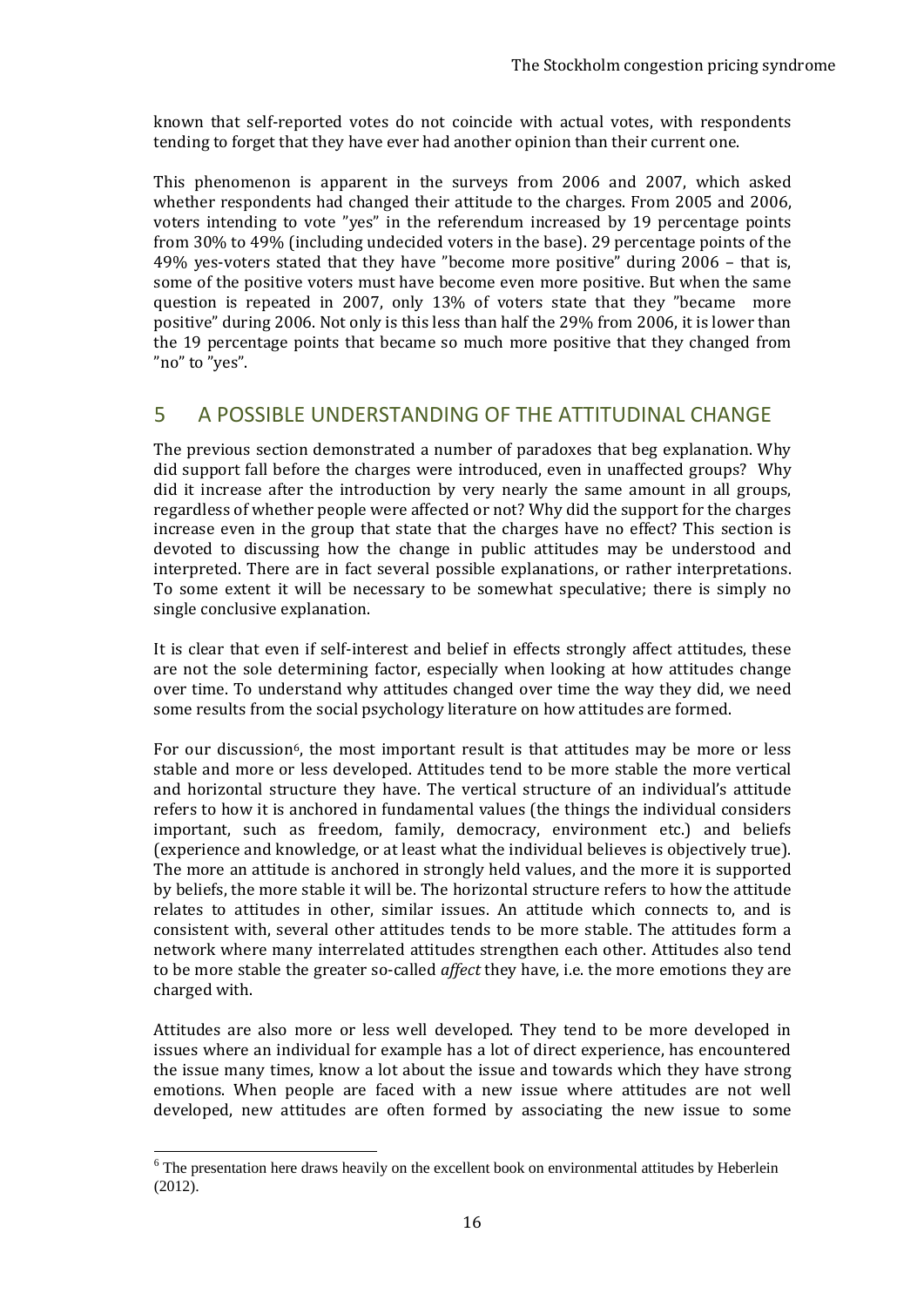known that self-reported votes do not coincide with actual votes, with respondents tending to forget that they have ever had another opinion than their current one.

This phenomenon is apparent in the surveys from 2006 and 2007, which asked whether respondents had changed their attitude to the charges. From 2005 and 2006, voters intending to vote "yes" in the referendum increased by 19 percentage points from 30% to 49% (including undecided voters in the base). 29 percentage points of the 49% yes-voters stated that they have "become more positive" during 2006 – that is, some of the positive voters must have become even more positive. But when the same question is repeated in 2007, only 13% of voters state that they "became more positive" during 2006. Not only is this less than half the 29% from 2006, it is lower than the 19 percentage points that became so much more positive that they changed from "no" to "yes".

## 5 A POSSIBLE UNDERSTANDING OF THE ATTITUDINAL CHANGE

The previous section demonstrated a number of paradoxes that beg explanation. Why did support fall before the charges were introduced, even in unaffected groups? Why did it increase after the introduction by very nearly the same amount in all groups, regardless of whether people were affected or not? Why did the support for the charges increase even in the group that state that the charges have no effect? This section is devoted to discussing how the change in public attitudes may be understood and interpreted. There are in fact several possible explanations, or rather interpretations. To some extent it will be necessary to be somewhat speculative; there is simply no single conclusive explanation.

It is clear that even if self-interest and belief in effects strongly affect attitudes, these are not the sole determining factor, especially when looking at how attitudes change over time. To understand why attitudes changed over time the way they did, we need some results from the social psychology literature on how attitudes are formed.

For our discussion[6], the most important result is that attitudes may be more or less stable and more or less developed. Attitudes tend to be more stable the more vertical and horizontal structure they have. The vertical structure of an individual's attitude refers to how it is anchored in fundamental values (the things the individual considers important, such as freedom, family, democracy, environment etc.) and beliefs (experience and knowledge, or at least what the individual believes is objectively true). The more an attitude is anchored in strongly held values, and the more it is supported by beliefs, the more stable it will be. The horizontal structure refers to how the attitude relates to attitudes in other, similar issues. An attitude which connects to, and is consistent with, several other attitudes tends to be more stable. The attitudes form a network where many interrelated attitudes strengthen each other. Attitudes also tend to be more stable the greater so-called *affect* they have, i.e. the more emotions they are charged with.

Attitudes are also more or less well developed. They tend to be more developed in issues where an individual for example has a lot of direct experience, has encountered the issue many times, know a lot about the issue and towards which they have strong emotions. When people are faced with a new issue where attitudes are not well developed, new attitudes are often formed by associating the new issue to some

[6] The presentation here draws heavily on the excellent book on environmental attitudes by Heberlein (2012).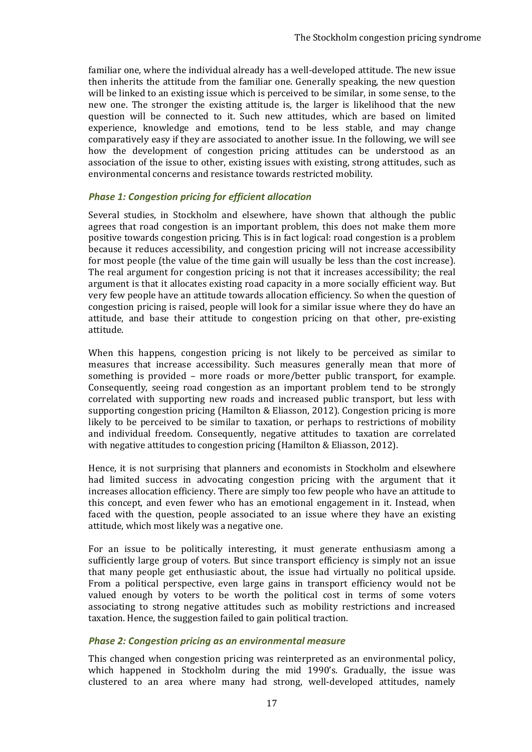familiar one, where the individual already has a well-developed attitude. The new issue then inherits the attitude from the familiar one. Generally speaking, the new question will be linked to an existing issue which is perceived to be similar, in some sense, to the new one. The stronger the existing attitude is, the larger is likelihood that the new question will be connected to it. Such new attitudes, which are based on limited experience, knowledge and emotions, tend to be less stable, and may change comparatively easy if they are associated to another issue. In the following, we will see how the development of congestion pricing attitudes can be understood as an association of the issue to other, existing issues with existing, strong attitudes, such as environmental concerns and resistance towards restricted mobility.

### *Phase 1: Congestion pricing for efficient allocation*

Several studies, in Stockholm and elsewhere, have shown that although the public agrees that road congestion is an important problem, this does not make them more positive towards congestion pricing. This is in fact logical: road congestion is a problem because it reduces accessibility, and congestion pricing will not increase accessibility for most people (the value of the time gain will usually be less than the cost increase). The real argument for congestion pricing is not that it increases accessibility; the real argument is that it allocates existing road capacity in a more socially efficient way. But very few people have an attitude towards allocation efficiency. So when the question of congestion pricing is raised, people will look for a similar issue where they do have an attitude, and base their attitude to congestion pricing on that other, pre-existing attitude.

When this happens, congestion pricing is not likely to be perceived as similar to measures that increase accessibility. Such measures generally mean that more of something is provided – more roads or more/better public transport, for example. Consequently, seeing road congestion as an important problem tend to be strongly correlated with supporting new roads and increased public transport, but less with supporting congestion pricing (Hamilton & Eliasson, 2012). Congestion pricing is more likely to be perceived to be similar to taxation, or perhaps to restrictions of mobility and individual freedom. Consequently, negative attitudes to taxation are correlated with negative attitudes to congestion pricing (Hamilton & Eliasson, 2012).

Hence, it is not surprising that planners and economists in Stockholm and elsewhere had limited success in advocating congestion pricing with the argument that it increases allocation efficiency. There are simply too few people who have an attitude to this concept, and even fewer who has an emotional engagement in it. Instead, when faced with the question, people associated to an issue where they have an existing attitude, which most likely was a negative one.

For an issue to be politically interesting, it must generate enthusiasm among a sufficiently large group of voters. But since transport efficiency is simply not an issue that many people get enthusiastic about, the issue had virtually no political upside. From a political perspective, even large gains in transport efficiency would not be valued enough by voters to be worth the political cost in terms of some voters associating to strong negative attitudes such as mobility restrictions and increased taxation. Hence, the suggestion failed to gain political traction.

### *Phase 2: Congestion pricing as an environmental measure*

This changed when congestion pricing was reinterpreted as an environmental policy, which happened in Stockholm during the mid 1990's. Gradually, the issue was clustered to an area where many had strong, well-developed attitudes, namely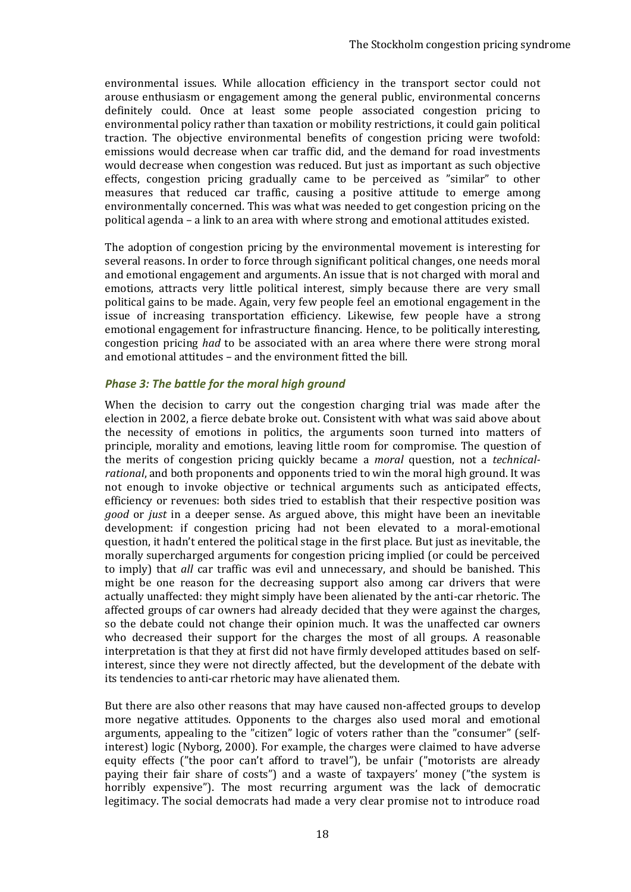environmental issues. While allocation efficiency in the transport sector could not arouse enthusiasm or engagement among the general public, environmental concerns definitely could. Once at least some people associated congestion pricing to environmental policy rather than taxation or mobility restrictions, it could gain political traction. The objective environmental benefits of congestion pricing were twofold: emissions would decrease when car traffic did, and the demand for road investments would decrease when congestion was reduced. But just as important as such objective effects, congestion pricing gradually came to be perceived as "similar" to other measures that reduced car traffic, causing a positive attitude to emerge among environmentally concerned. This was what was needed to get congestion pricing on the political agenda – a link to an area with where strong and emotional attitudes existed.

The adoption of congestion pricing by the environmental movement is interesting for several reasons. In order to force through significant political changes, one needs moral and emotional engagement and arguments. An issue that is not charged with moral and emotions, attracts very little political interest, simply because there are very small political gains to be made. Again, very few people feel an emotional engagement in the issue of increasing transportation efficiency. Likewise, few people have a strong emotional engagement for infrastructure financing. Hence, to be politically interesting, congestion pricing *had* to be associated with an area where there were strong moral and emotional attitudes – and the environment fitted the bill.

### *Phase 3: The battle for the moral high ground*

When the decision to carry out the congestion charging trial was made after the election in 2002, a fierce debate broke out. Consistent with what was said above about the necessity of emotions in politics, the arguments soon turned into matters of principle, morality and emotions, leaving little room for compromise. The question of the merits of congestion pricing quickly became a *moral* question, not a *technical-rational*, and both proponents and opponents tried to win the moral high ground. It was not enough to invoke objective or technical arguments such as anticipated effects, efficiency or revenues: both sides tried to establish that their respective position was *good* or *just* in a deeper sense. As argued above, this might have been an inevitable development: if congestion pricing had not been elevated to a moral-emotional question, it hadn't entered the political stage in the first place. But just as inevitable, the morally supercharged arguments for congestion pricing implied (or could be perceived to imply) that *all* car traffic was evil and unnecessary, and should be banished. This might be one reason for the decreasing support also among car drivers that were actually unaffected: they might simply have been alienated by the anti-car rhetoric. The affected groups of car owners had already decided that they were against the charges, so the debate could not change their opinion much. It was the unaffected car owners who decreased their support for the charges the most of all groups. A reasonable interpretation is that they at first did not have firmly developed attitudes based on self-interest, since they were not directly affected, but the development of the debate with its tendencies to anti-car rhetoric may have alienated them.

But there are also other reasons that may have caused non-affected groups to develop more negative attitudes. Opponents to the charges also used moral and emotional arguments, appealing to the "citizen" logic of voters rather than the "consumer" (self-interest) logic (Nyborg, 2000). For example, the charges were claimed to have adverse equity effects ("the poor can't afford to travel"), be unfair ("motorists are already paying their fair share of costs") and a waste of taxpayers' money ("the system is horribly expensive"). The most recurring argument was the lack of democratic legitimacy. The social democrats had made a very clear promise not to introduce road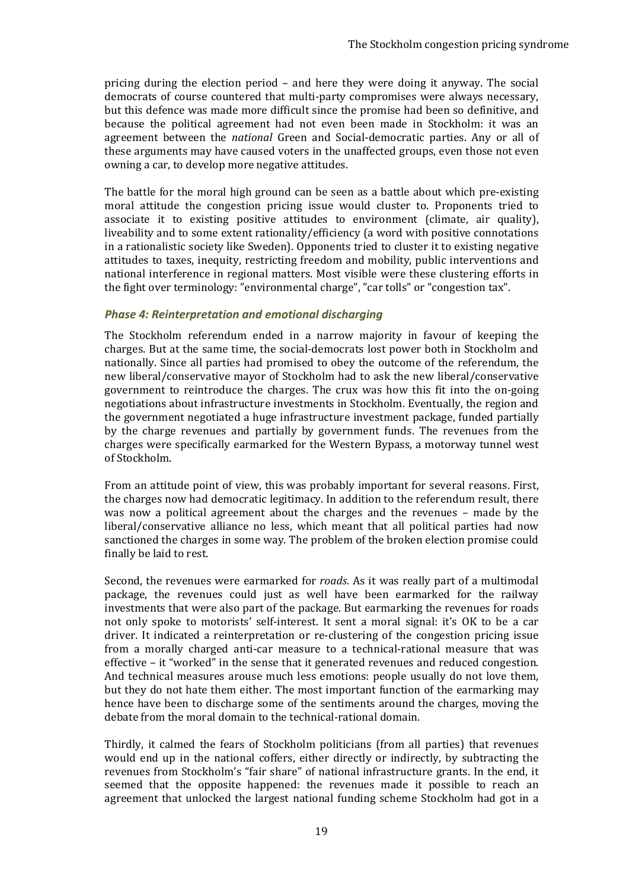pricing during the election period – and here they were doing it anyway. The social democrats of course countered that multi-party compromises were always necessary, but this defence was made more difficult since the promise had been so definitive, and because the political agreement had not even been made in Stockholm: it was an agreement between the *national* Green and Social-democratic parties. Any or all of these arguments may have caused voters in the unaffected groups, even those not even owning a car, to develop more negative attitudes.

The battle for the moral high ground can be seen as a battle about which pre-existing moral attitude the congestion pricing issue would cluster to. Proponents tried to associate it to existing positive attitudes to environment (climate, air quality), liveability and to some extent rationality/efficiency (a word with positive connotations in a rationalistic society like Sweden). Opponents tried to cluster it to existing negative attitudes to taxes, inequity, restricting freedom and mobility, public interventions and national interference in regional matters. Most visible were these clustering efforts in the fight over terminology: "environmental charge", "car tolls" or "congestion tax".

### *Phase 4: Reinterpretation and emotional discharging*

The Stockholm referendum ended in a narrow majority in favour of keeping the charges. But at the same time, the social-democrats lost power both in Stockholm and nationally. Since all parties had promised to obey the outcome of the referendum, the new liberal/conservative mayor of Stockholm had to ask the new liberal/conservative government to reintroduce the charges. The crux was how this fit into the on-going negotiations about infrastructure investments in Stockholm. Eventually, the region and the government negotiated a huge infrastructure investment package, funded partially by the charge revenues and partially by government funds. The revenues from the charges were specifically earmarked for the Western Bypass, a motorway tunnel west of Stockholm.

From an attitude point of view, this was probably important for several reasons. First, the charges now had democratic legitimacy. In addition to the referendum result, there was now a political agreement about the charges and the revenues – made by the liberal/conservative alliance no less, which meant that all political parties had now sanctioned the charges in some way. The problem of the broken election promise could finally be laid to rest.

Second, the revenues were earmarked for *roads*. As it was really part of a multimodal package, the revenues could just as well have been earmarked for the railway investments that were also part of the package. But earmarking the revenues for roads not only spoke to motorists' self-interest. It sent a moral signal: it's OK to be a car driver. It indicated a reinterpretation or re-clustering of the congestion pricing issue from a morally charged anti-car measure to a technical-rational measure that was effective – it "worked" in the sense that it generated revenues and reduced congestion. And technical measures arouse much less emotions: people usually do not love them, but they do not hate them either. The most important function of the earmarking may hence have been to discharge some of the sentiments around the charges, moving the debate from the moral domain to the technical-rational domain.

Thirdly, it calmed the fears of Stockholm politicians (from all parties) that revenues would end up in the national coffers, either directly or indirectly, by subtracting the revenues from Stockholm's "fair share" of national infrastructure grants. In the end, it seemed that the opposite happened: the revenues made it possible to reach an agreement that unlocked the largest national funding scheme Stockholm had got in a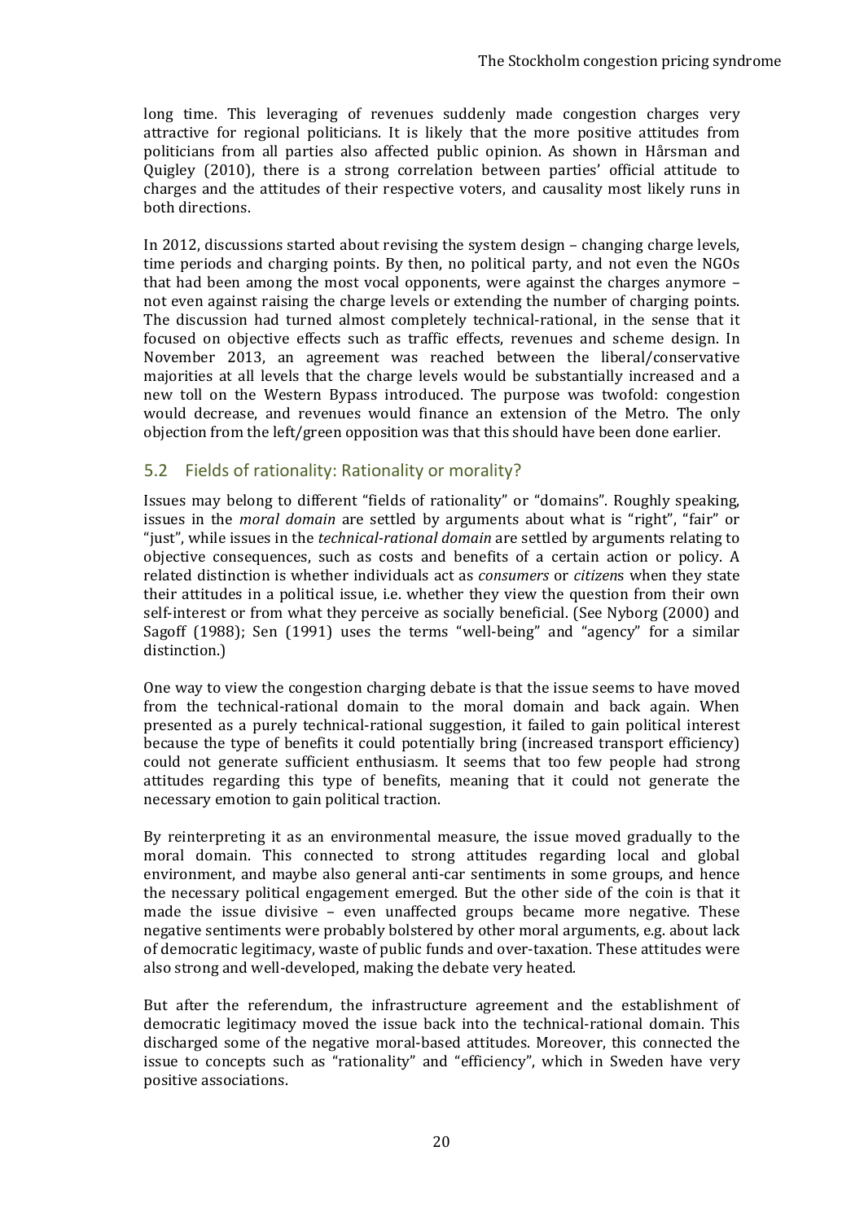long time. This leveraging of revenues suddenly made congestion charges very attractive for regional politicians. It is likely that the more positive attitudes from politicians from all parties also affected public opinion. As shown in Hårsman and Quigley (2010), there is a strong correlation between parties' official attitude to charges and the attitudes of their respective voters, and causality most likely runs in both directions.

In 2012, discussions started about revising the system design – changing charge levels, time periods and charging points. By then, no political party, and not even the NGOs that had been among the most vocal opponents, were against the charges anymore – not even against raising the charge levels or extending the number of charging points. The discussion had turned almost completely technical-rational, in the sense that it focused on objective effects such as traffic effects, revenues and scheme design. In November 2013, an agreement was reached between the liberal/conservative majorities at all levels that the charge levels would be substantially increased and a new toll on the Western Bypass introduced. The purpose was twofold: congestion would decrease, and revenues would finance an extension of the Metro. The only objection from the left/green opposition was that this should have been done earlier.

## 5.2 Fields of rationality: Rationality or morality?

Issues may belong to different "fields of rationality" or "domains". Roughly speaking, issues in the *moral domain* are settled by arguments about what is "right", "fair" or "just", while issues in the *technical-rational domain* are settled by arguments relating to objective consequences, such as costs and benefits of a certain action or policy. A related distinction is whether individuals act as *consumers* or *citizen*s when they state their attitudes in a political issue, i.e. whether they view the question from their own self-interest or from what they perceive as socially beneficial. (See Nyborg (2000) and Sagoff (1988); Sen (1991) uses the terms "well-being" and "agency" for a similar distinction.)

One way to view the congestion charging debate is that the issue seems to have moved from the technical-rational domain to the moral domain and back again. When presented as a purely technical-rational suggestion, it failed to gain political interest because the type of benefits it could potentially bring (increased transport efficiency) could not generate sufficient enthusiasm. It seems that too few people had strong attitudes regarding this type of benefits, meaning that it could not generate the necessary emotion to gain political traction.

By reinterpreting it as an environmental measure, the issue moved gradually to the moral domain. This connected to strong attitudes regarding local and global environment, and maybe also general anti-car sentiments in some groups, and hence the necessary political engagement emerged. But the other side of the coin is that it made the issue divisive – even unaffected groups became more negative. These negative sentiments were probably bolstered by other moral arguments, e.g. about lack of democratic legitimacy, waste of public funds and over-taxation. These attitudes were also strong and well-developed, making the debate very heated.

But after the referendum, the infrastructure agreement and the establishment of democratic legitimacy moved the issue back into the technical-rational domain. This discharged some of the negative moral-based attitudes. Moreover, this connected the issue to concepts such as "rationality" and "efficiency", which in Sweden have very positive associations.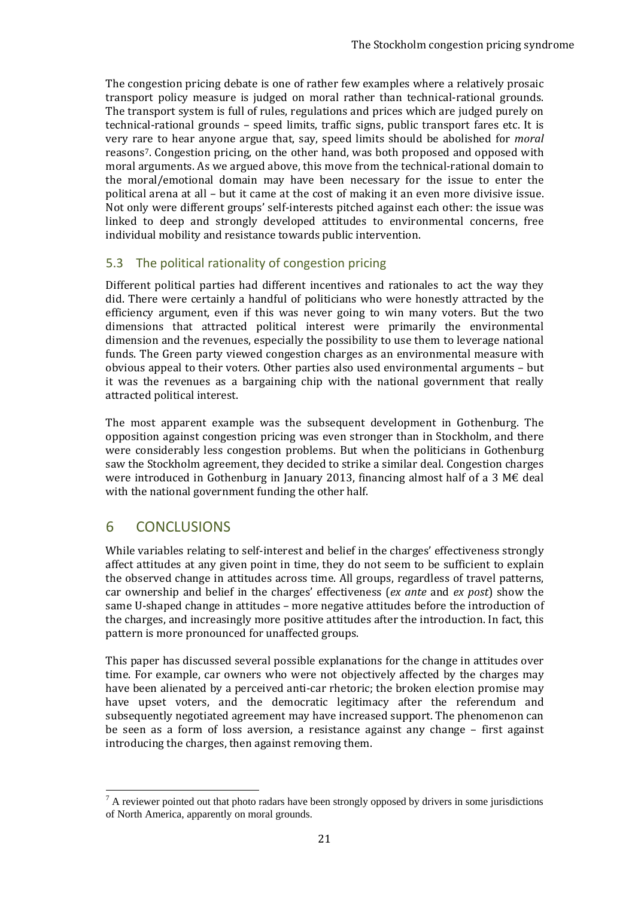The congestion pricing debate is one of rather few examples where a relatively prosaic transport policy measure is judged on moral rather than technical-rational grounds. The transport system is full of rules, regulations and prices which are judged purely on technical-rational grounds – speed limits, traffic signs, public transport fares etc. It is very rare to hear anyone argue that, say, speed limits should be abolished for *moral* reasons[7]. Congestion pricing, on the other hand, was both proposed and opposed with moral arguments. As we argued above, this move from the technical-rational domain to the moral/emotional domain may have been necessary for the issue to enter the political arena at all – but it came at the cost of making it an even more divisive issue. Not only were different groups' self-interests pitched against each other: the issue was linked to deep and strongly developed attitudes to environmental concerns, free individual mobility and resistance towards public intervention.

### 5.3 The political rationality of congestion pricing

Different political parties had different incentives and rationales to act the way they did. There were certainly a handful of politicians who were honestly attracted by the efficiency argument, even if this was never going to win many voters. But the two dimensions that attracted political interest were primarily the environmental dimension and the revenues, especially the possibility to use them to leverage national funds. The Green party viewed congestion charges as an environmental measure with obvious appeal to their voters. Other parties also used environmental arguments – but it was the revenues as a bargaining chip with the national government that really attracted political interest.

The most apparent example was the subsequent development in Gothenburg. The opposition against congestion pricing was even stronger than in Stockholm, and there were considerably less congestion problems. But when the politicians in Gothenburg saw the Stockholm agreement, they decided to strike a similar deal. Congestion charges were introduced in Gothenburg in January 2013, financing almost half of a 3 M€ deal with the national government funding the other half.

## 6 CONCLUSIONS

While variables relating to self-interest and belief in the charges' effectiveness strongly affect attitudes at any given point in time, they do not seem to be sufficient to explain the observed change in attitudes across time. All groups, regardless of travel patterns, car ownership and belief in the charges' effectiveness (*ex ante* and *ex post*) show the same U-shaped change in attitudes – more negative attitudes before the introduction of the charges, and increasingly more positive attitudes after the introduction. In fact, this pattern is more pronounced for unaffected groups.

This paper has discussed several possible explanations for the change in attitudes over time. For example, car owners who were not objectively affected by the charges may have been alienated by a perceived anti-car rhetoric; the broken election promise may have upset voters, and the democratic legitimacy after the referendum and subsequently negotiated agreement may have increased support. The phenomenon can be seen as a form of loss aversion, a resistance against any change – first against introducing the charges, then against removing them.

[7] A reviewer pointed out that photo radars have been strongly opposed by drivers in some jurisdictions of North America, apparently on moral grounds.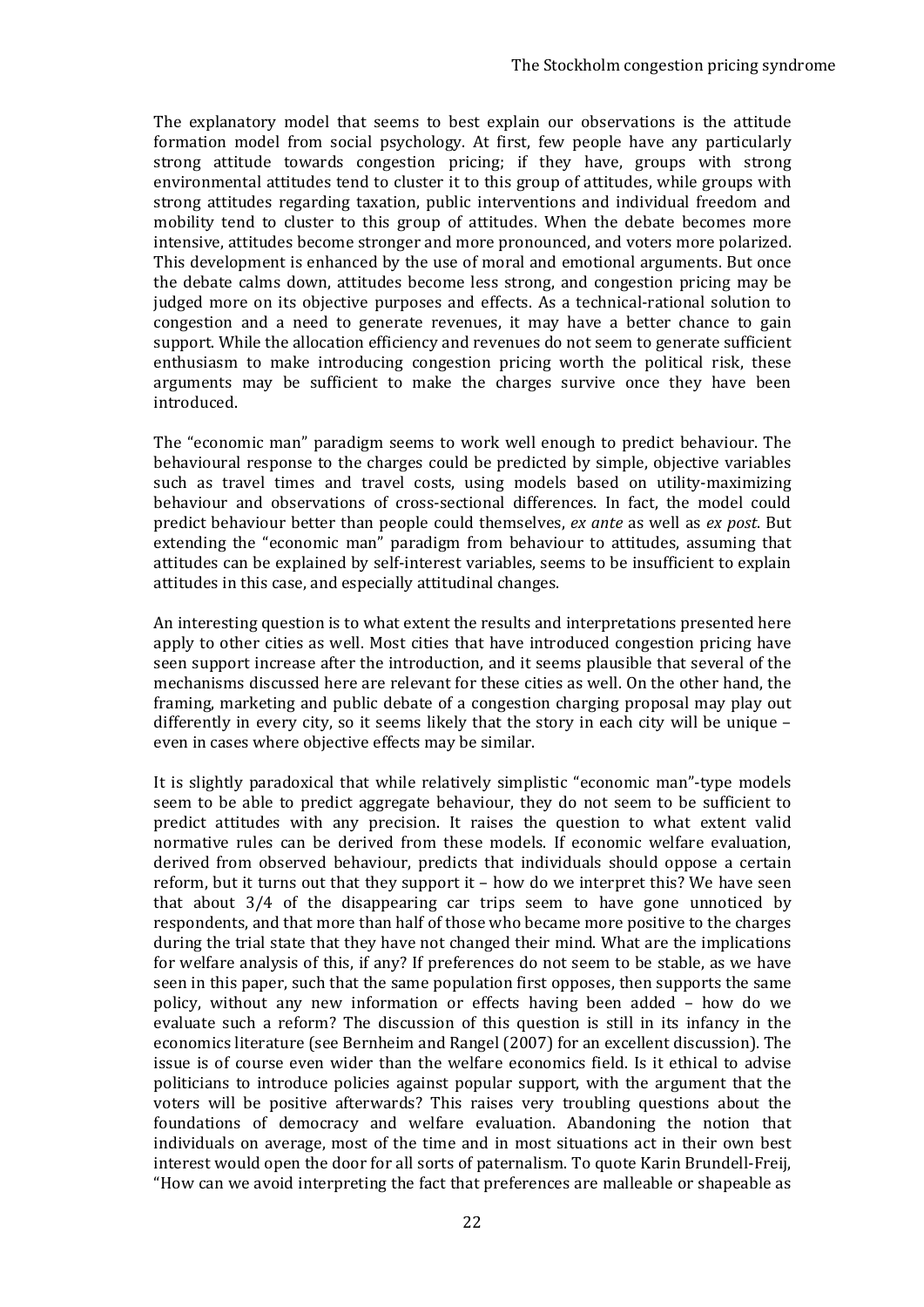The explanatory model that seems to best explain our observations is the attitude formation model from social psychology. At first, few people have any particularly strong attitude towards congestion pricing; if they have, groups with strong environmental attitudes tend to cluster it to this group of attitudes, while groups with strong attitudes regarding taxation, public interventions and individual freedom and mobility tend to cluster to this group of attitudes. When the debate becomes more intensive, attitudes become stronger and more pronounced, and voters more polarized. This development is enhanced by the use of moral and emotional arguments. But once the debate calms down, attitudes become less strong, and congestion pricing may be judged more on its objective purposes and effects. As a technical-rational solution to congestion and a need to generate revenues, it may have a better chance to gain support. While the allocation efficiency and revenues do not seem to generate sufficient enthusiasm to make introducing congestion pricing worth the political risk, these arguments may be sufficient to make the charges survive once they have been introduced.

The "economic man" paradigm seems to work well enough to predict behaviour. The behavioural response to the charges could be predicted by simple, objective variables such as travel times and travel costs, using models based on utility-maximizing behaviour and observations of cross-sectional differences. In fact, the model could predict behaviour better than people could themselves, *ex ante* as well as *ex post*. But extending the "economic man" paradigm from behaviour to attitudes, assuming that attitudes can be explained by self-interest variables, seems to be insufficient to explain attitudes in this case, and especially attitudinal changes.

An interesting question is to what extent the results and interpretations presented here apply to other cities as well. Most cities that have introduced congestion pricing have seen support increase after the introduction, and it seems plausible that several of the mechanisms discussed here are relevant for these cities as well. On the other hand, the framing, marketing and public debate of a congestion charging proposal may play out differently in every city, so it seems likely that the story in each city will be unique – even in cases where objective effects may be similar.

It is slightly paradoxical that while relatively simplistic "economic man"-type models seem to be able to predict aggregate behaviour, they do not seem to be sufficient to predict attitudes with any precision. It raises the question to what extent valid normative rules can be derived from these models. If economic welfare evaluation, derived from observed behaviour, predicts that individuals should oppose a certain reform, but it turns out that they support it – how do we interpret this? We have seen that about 3/4 of the disappearing car trips seem to have gone unnoticed by respondents, and that more than half of those who became more positive to the charges during the trial state that they have not changed their mind. What are the implications for welfare analysis of this, if any? If preferences do not seem to be stable, as we have seen in this paper, such that the same population first opposes, then supports the same policy, without any new information or effects having been added – how do we evaluate such a reform? The discussion of this question is still in its infancy in the economics literature (see Bernheim and Rangel (2007) for an excellent discussion). The issue is of course even wider than the welfare economics field. Is it ethical to advise politicians to introduce policies against popular support, with the argument that the voters will be positive afterwards? This raises very troubling questions about the foundations of democracy and welfare evaluation. Abandoning the notion that individuals on average, most of the time and in most situations act in their own best interest would open the door for all sorts of paternalism. To quote Karin Brundell-Freij, "How can we avoid interpreting the fact that preferences are malleable or shapeable as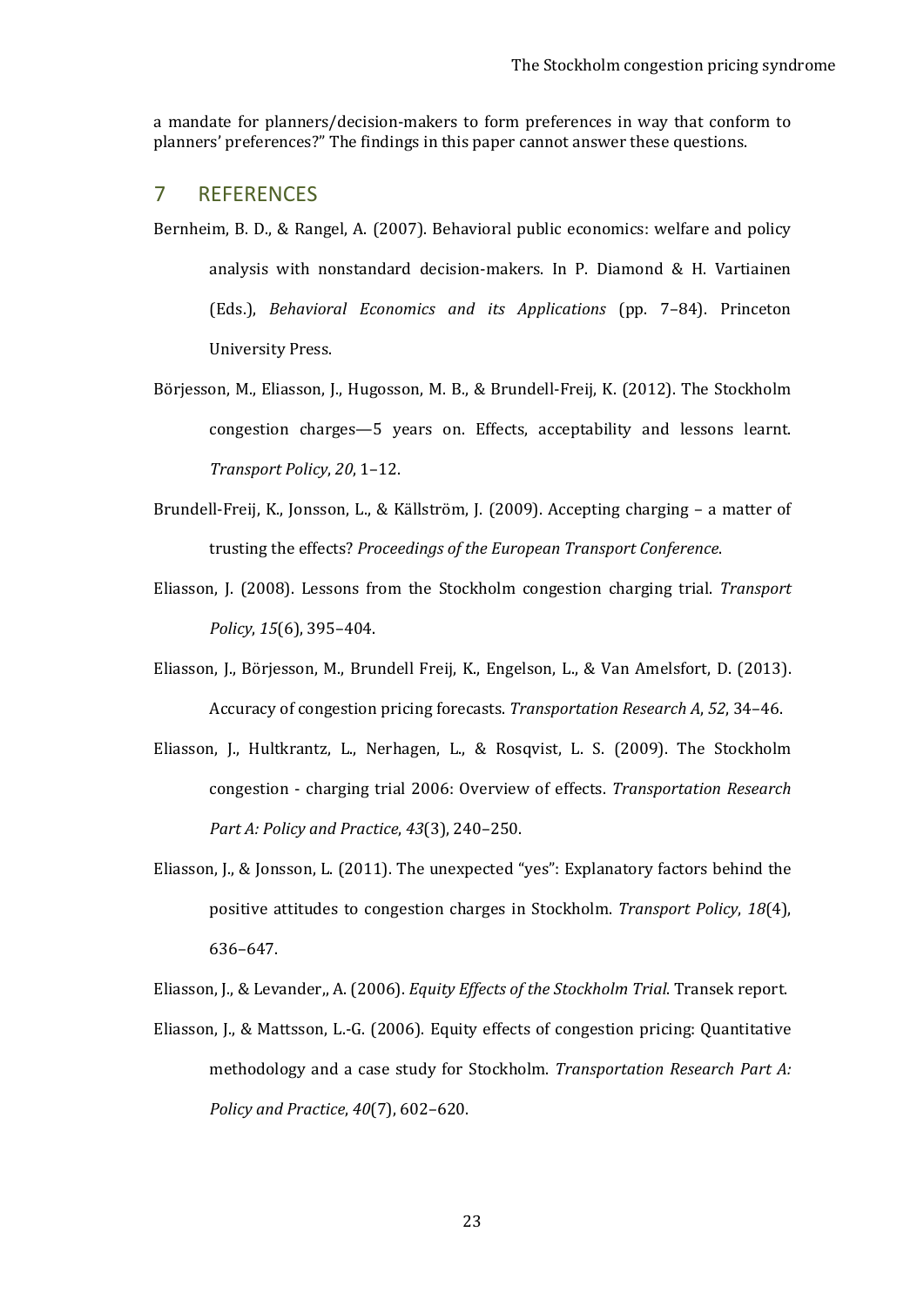a mandate for planners/decision-makers to form preferences in way that conform to planners' preferences?" The findings in this paper cannot answer these questions.

## 7 REFERENCES

Bernheim, B. D., & Rangel, A. (2007). Behavioral public economics: welfare and policy analysis with nonstandard decision-makers. In P. Diamond & H. Vartiainen (Eds.), *Behavioral Economics and its Applications* (pp. 7–84). Princeton University Press.

Börjesson, M., Eliasson, J., Hugosson, M. B., & Brundell-Freij, K. (2012). The Stockholm congestion charges—5 years on. Effects, acceptability and lessons learnt. *Transport Policy*, *20*, 1–12.

Brundell-Freij, K., Jonsson, L., & Källström, J. (2009). Accepting charging – a matter of trusting the effects? *Proceedings of the European Transport Conference*.

Eliasson, J. (2008). Lessons from the Stockholm congestion charging trial. *Transport Policy*, *15*(6), 395–404.

Eliasson, J., Börjesson, M., Brundell Freij, K., Engelson, L., & Van Amelsfort, D. (2013). Accuracy of congestion pricing forecasts. *Transportation Research A*, *52*, 34–46.

Eliasson, J., Hultkrantz, L., Nerhagen, L., & Rosqvist, L. S. (2009). The Stockholm congestion - charging trial 2006: Overview of effects. *Transportation Research Part A: Policy and Practice*, *43*(3), 240–250.

Eliasson, J., & Jonsson, L. (2011). The unexpected "yes": Explanatory factors behind the positive attitudes to congestion charges in Stockholm. *Transport Policy*, *18*(4), 636–647.

Eliasson, J., & Levander,, A. (2006). *Equity Effects of the Stockholm Trial*. Transek report.

Eliasson, J., & Mattsson, L.-G. (2006). Equity effects of congestion pricing: Quantitative methodology and a case study for Stockholm. *Transportation Research Part A: Policy and Practice*, *40*(7), 602–620.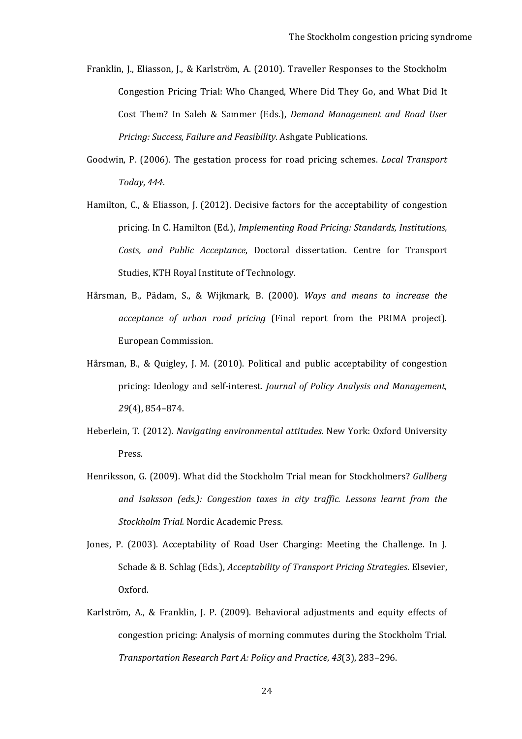Franklin, J., Eliasson, J., & Karlström, A. (2010). Traveller Responses to the Stockholm Congestion Pricing Trial: Who Changed, Where Did They Go, and What Did It Cost Them? In Saleh & Sammer (Eds.), *Demand Management and Road User Pricing: Success, Failure and Feasibility*. Ashgate Publications.

Goodwin, P. (2006). The gestation process for road pricing schemes. *Local Transport Today*, *444*.

Hamilton, C., & Eliasson, J. (2012). Decisive factors for the acceptability of congestion pricing. In C. Hamilton (Ed.), *Implementing Road Pricing: Standards, Institutions, Costs, and Public Acceptance*, Doctoral dissertation. Centre for Transport Studies, KTH Royal Institute of Technology.

Hårsman, B., Pädam, S., & Wijkmark, B. (2000). *Ways and means to increase the acceptance of urban road pricing* (Final report from the PRIMA project). European Commission.

Hårsman, B., & Quigley, J. M. (2010). Political and public acceptability of congestion pricing: Ideology and self-interest. *Journal of Policy Analysis and Management*, *29*(4), 854–874.

Heberlein, T. (2012). *Navigating environmental attitudes*. New York: Oxford University Press.

Henriksson, G. (2009). What did the Stockholm Trial mean for Stockholmers? *Gullberg and Isaksson (eds.): Congestion taxes in city traffic. Lessons learnt from the Stockholm Trial.* Nordic Academic Press.

Jones, P. (2003). Acceptability of Road User Charging: Meeting the Challenge. In J. Schade & B. Schlag (Eds.), *Acceptability of Transport Pricing Strategies*. Elsevier, Oxford.

Karlström, A., & Franklin, J. P. (2009). Behavioral adjustments and equity effects of congestion pricing: Analysis of morning commutes during the Stockholm Trial. *Transportation Research Part A: Policy and Practice*, *43*(3), 283–296.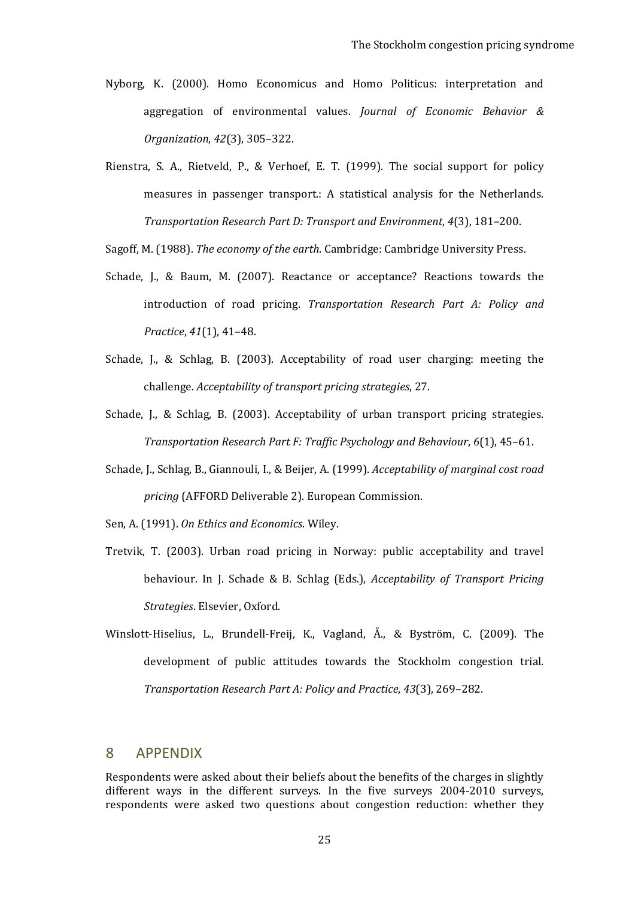Nyborg, K. (2000). Homo Economicus and Homo Politicus: interpretation and aggregation of environmental values. *Journal of Economic Behavior & Organization*, *42*(3), 305–322.

Rienstra, S. A., Rietveld, P., & Verhoef, E. T. (1999). The social support for policy measures in passenger transport.: A statistical analysis for the Netherlands. *Transportation Research Part D: Transport and Environment*, *4*(3), 181–200.

Sagoff, M. (1988). *The economy of the earth*. Cambridge: Cambridge University Press.

Schade, J., & Baum, M. (2007). Reactance or acceptance? Reactions towards the introduction of road pricing. *Transportation Research Part A: Policy and Practice*, *41*(1), 41–48.

Schade, J., & Schlag, B. (2003). Acceptability of road user charging: meeting the challenge. *Acceptability of transport pricing strategies*, 27.

Schade, J., & Schlag, B. (2003). Acceptability of urban transport pricing strategies. *Transportation Research Part F: Traffic Psychology and Behaviour*, *6*(1), 45–61.

Schade, J., Schlag, B., Giannouli, I., & Beijer, A. (1999). *Acceptability of marginal cost road pricing* (AFFORD Deliverable 2). European Commission.

Sen, A. (1991). *On Ethics and Economics*. Wiley.

Tretvik, T. (2003). Urban road pricing in Norway: public acceptability and travel behaviour. In J. Schade & B. Schlag (Eds.), *Acceptability of Transport Pricing Strategies*. Elsevier, Oxford.

Winslott-Hiselius, L., Brundell-Freij, K., Vagland, Å., & Byström, C. (2009). The development of public attitudes towards the Stockholm congestion trial. *Transportation Research Part A: Policy and Practice*, *43*(3), 269–282.

# 8 APPENDIX

Respondents were asked about their beliefs about the benefits of the charges in slightly different ways in the different surveys. In the five surveys 2004-2010 surveys, respondents were asked two questions about congestion reduction: whether they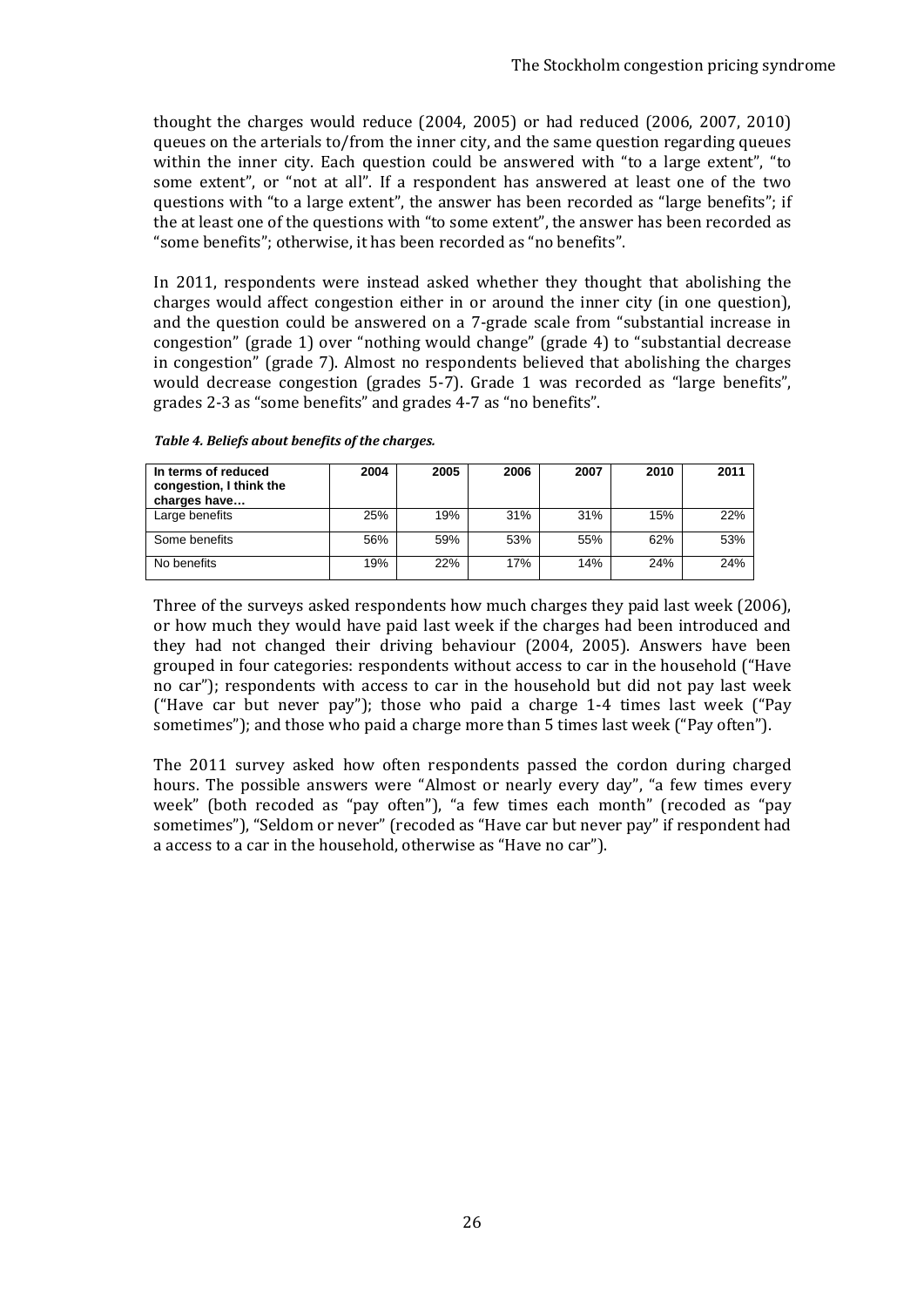thought the charges would reduce (2004, 2005) or had reduced (2006, 2007, 2010) queues on the arterials to/from the inner city, and the same question regarding queues within the inner city. Each question could be answered with "to a large extent", "to some extent", or "not at all". If a respondent has answered at least one of the two questions with "to a large extent", the answer has been recorded as "large benefits"; if the at least one of the questions with "to some extent", the answer has been recorded as "some benefits"; otherwise, it has been recorded as "no benefits".

In 2011, respondents were instead asked whether they thought that abolishing the charges would affect congestion either in or around the inner city (in one question), and the question could be answered on a 7-grade scale from "substantial increase in congestion" (grade 1) over "nothing would change" (grade 4) to "substantial decrease in congestion" (grade 7). Almost no respondents believed that abolishing the charges would decrease congestion (grades 5-7). Grade 1 was recorded as "large benefits", grades 2-3 as "some benefits" and grades 4-7 as "no benefits".

***Table 4. Beliefs about benefits of the charges.***

| In terms of reduced congestion, I think the charges have… | 2004 | 2005 | 2006 | 2007 | 2010 | 2011 |
|---|---|---|---|---|---|---|
| Large benefits | 25% | 19% | 31% | 31% | 15% | 22% |
| Some benefits | 56% | 59% | 53% | 55% | 62% | 53% |
| No benefits | 19% | 22% | 17% | 14% | 24% | 24% |

Three of the surveys asked respondents how much charges they paid last week (2006), or how much they would have paid last week if the charges had been introduced and they had not changed their driving behaviour (2004, 2005). Answers have been grouped in four categories: respondents without access to car in the household ("Have no car"); respondents with access to car in the household but did not pay last week ("Have car but never pay"); those who paid a charge 1-4 times last week ("Pay sometimes"); and those who paid a charge more than 5 times last week ("Pay often").

The 2011 survey asked how often respondents passed the cordon during charged hours. The possible answers were "Almost or nearly every day", "a few times every week" (both recoded as "pay often"), "a few times each month" (recoded as "pay sometimes"), "Seldom or never" (recoded as "Have car but never pay" if respondent had a access to a car in the household, otherwise as "Have no car").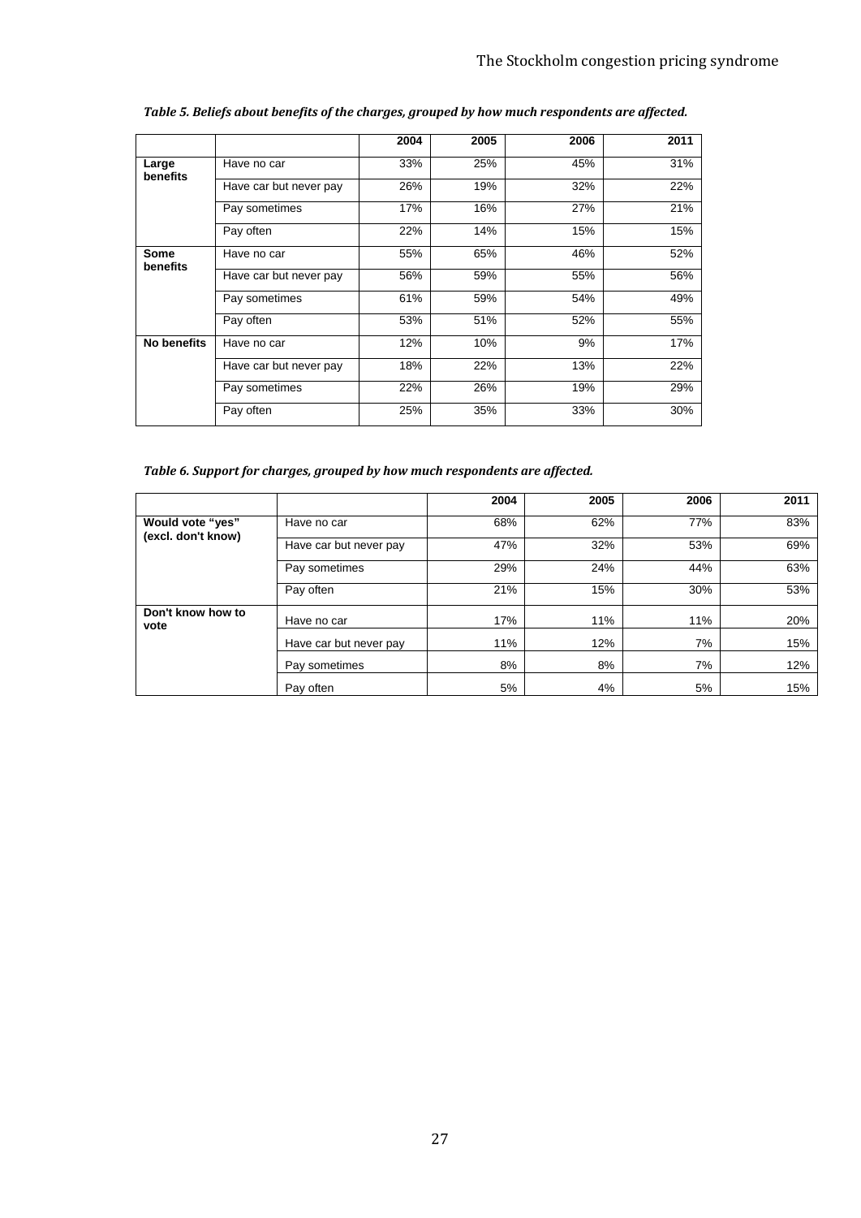*Table 5. Beliefs about benefits of the charges, grouped by how much respondents are affected.*

| | | 2004 | 2005 | 2006 | 2011 |
|---|---|---|---|---|---|
| **Large benefits** | Have no car | 33% | 25% | 45% | 31% |
| | Have car but never pay | 26% | 19% | 32% | 22% |
| | Pay sometimes | 17% | 16% | 27% | 21% |
| | Pay often | 22% | 14% | 15% | 15% |
| **Some benefits** | Have no car | 55% | 65% | 46% | 52% |
| | Have car but never pay | 56% | 59% | 55% | 56% |
| | Pay sometimes | 61% | 59% | 54% | 49% |
| | Pay often | 53% | 51% | 52% | 55% |
| **No benefits** | Have no car | 12% | 10% | 9% | 17% |
| | Have car but never pay | 18% | 22% | 13% | 22% |
| | Pay sometimes | 22% | 26% | 19% | 29% |
| | Pay often | 25% | 35% | 33% | 30% |

*Table 6. Support for charges, grouped by how much respondents are affected.*

| | | 2004 | 2005 | 2006 | 2011 |
|---|---|---|---|---|---|
| **Would vote "yes" (excl. don't know)** | Have no car | 68% | 62% | 77% | 83% |
| | Have car but never pay | 47% | 32% | 53% | 69% |
| | Pay sometimes | 29% | 24% | 44% | 63% |
| | Pay often | 21% | 15% | 30% | 53% |
| **Don't know how to vote** | Have no car | 17% | 11% | 11% | 20% |
| | Have car but never pay | 11% | 12% | 7% | 15% |
| | Pay sometimes | 8% | 8% | 7% | 12% |
| | Pay often | 5% | 4% | 5% | 15% |